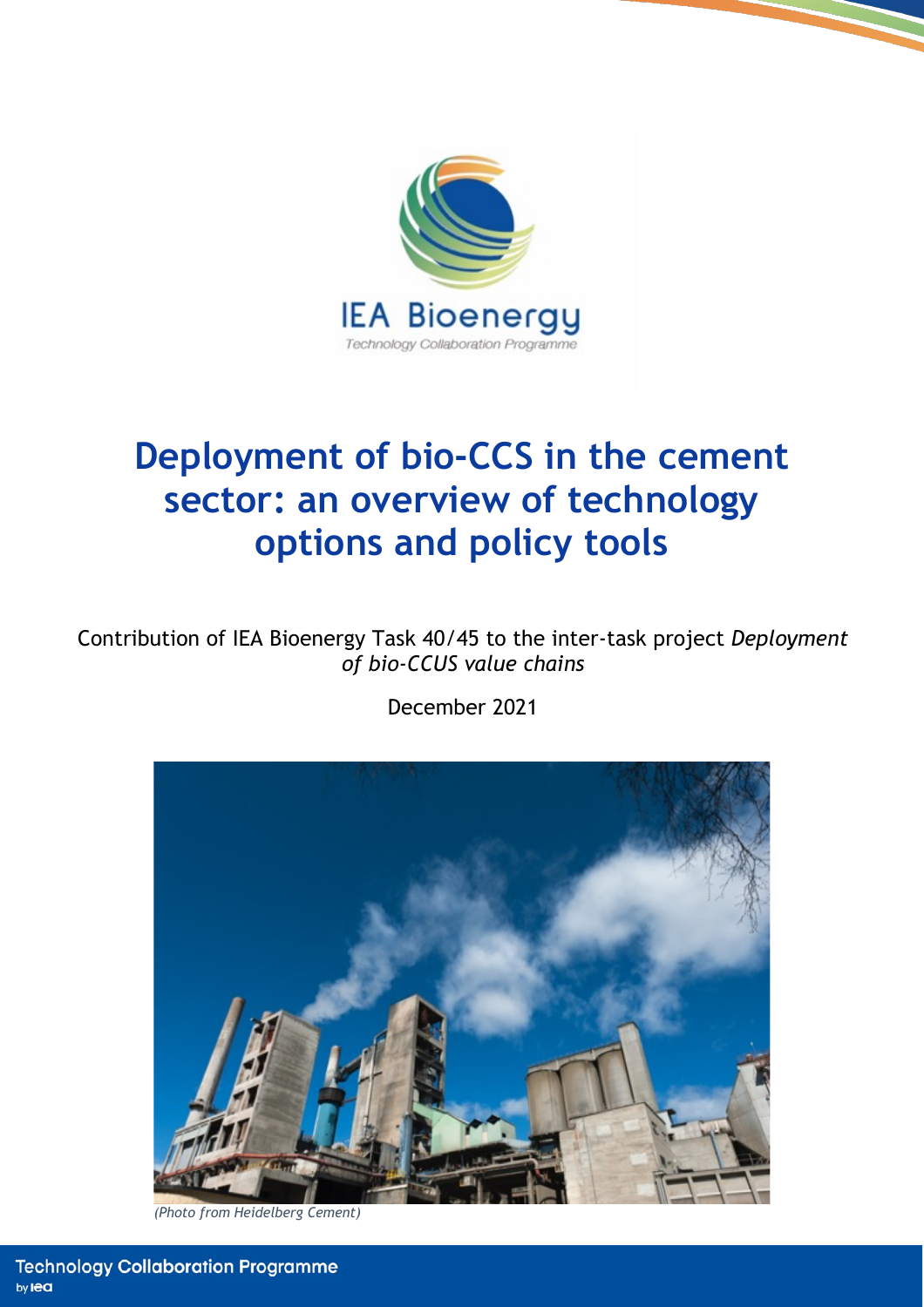IEA Bioenergy

Technology Collaboration Programme

# Deployment of bio-CCS in the cement sector: an overview of technology options and policy tools

Contribution of IEA Bioenergy Task 40/45 to the inter-task project *Deployment of bio-CCUS value chains*

December 2021

*(Photo from Heidelberg Cement)*

Technology Collaboration Programme by iea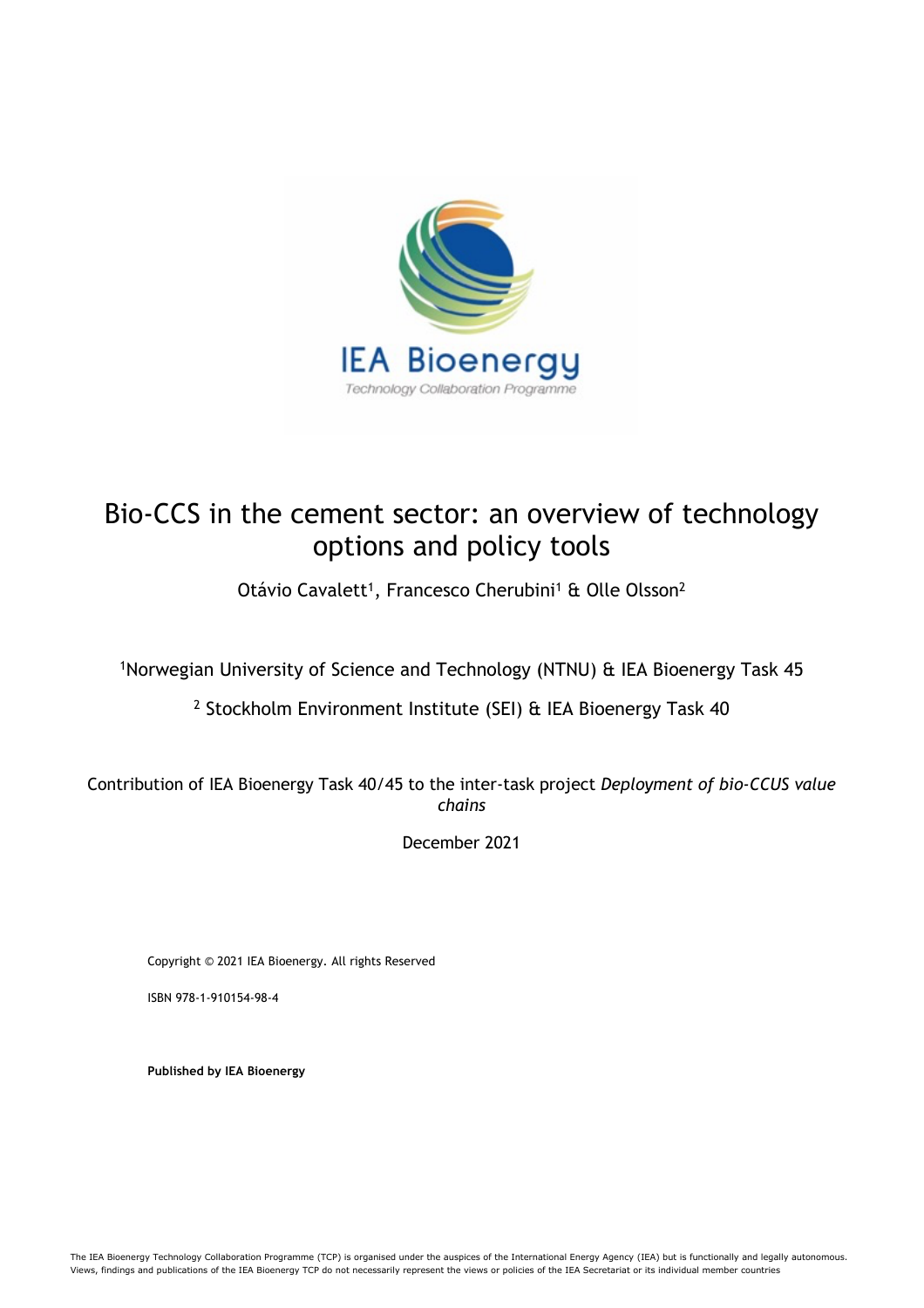# Bio-CCS in the cement sector: an overview of technology options and policy tools

Otávio Cavalett[1], Francesco Cherubini[1] & Olle Olsson[2]

[1]Norwegian University of Science and Technology (NTNU) & IEA Bioenergy Task 45

[2] Stockholm Environment Institute (SEI) & IEA Bioenergy Task 40

Contribution of IEA Bioenergy Task 40/45 to the inter-task project *Deployment of bio-CCUS value chains*

December 2021

Copyright © 2021 IEA Bioenergy. All rights Reserved

ISBN 978-1-910154-98-4

**Published by IEA Bioenergy**

The IEA Bioenergy Technology Collaboration Programme (TCP) is organised under the auspices of the International Energy Agency (IEA) but is functionally and legally autonomous. Views, findings and publications of the IEA Bioenergy TCP do not necessarily represent the views or policies of the IEA Secretariat or its individual member countries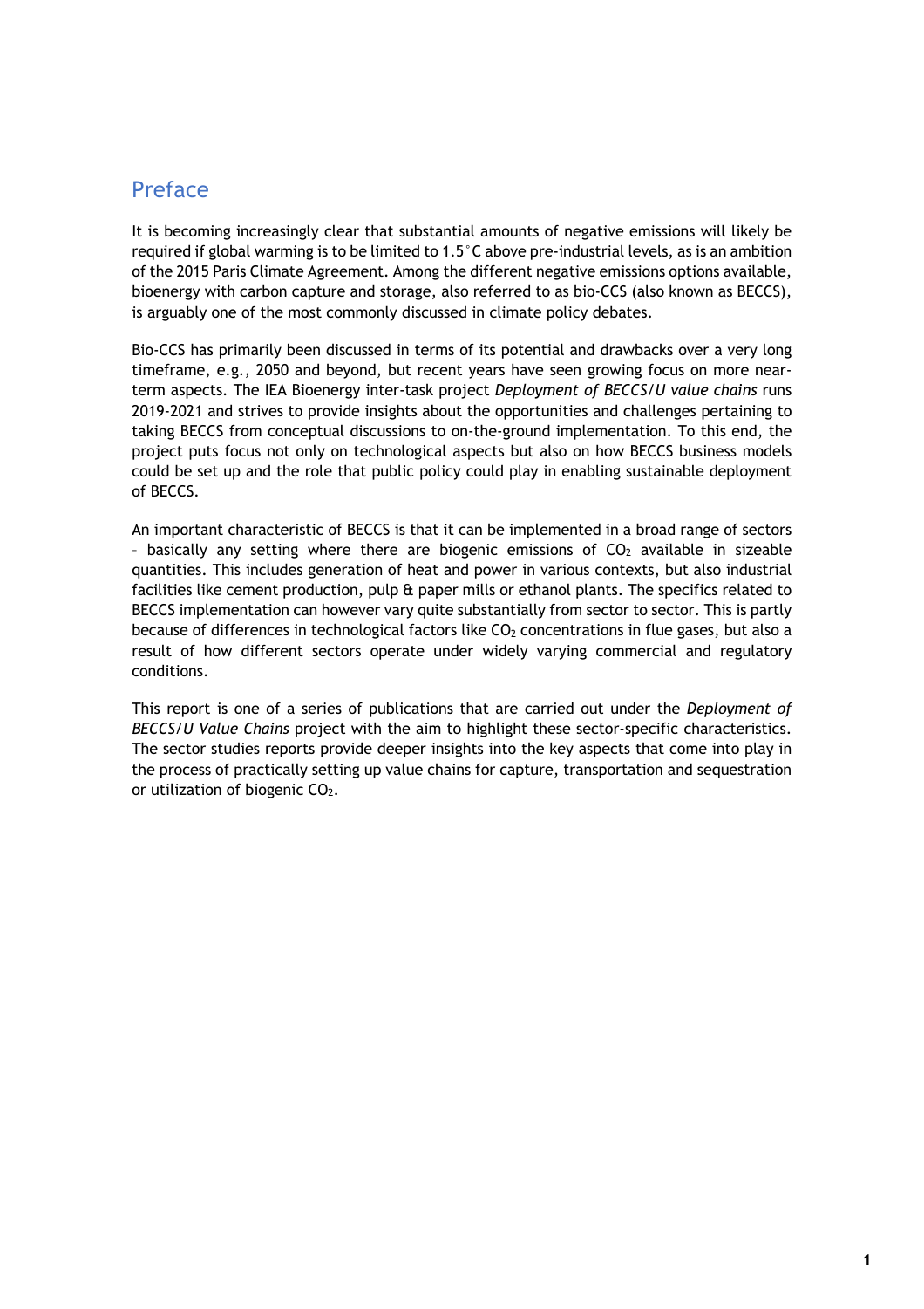## Preface

It is becoming increasingly clear that substantial amounts of negative emissions will likely be required if global warming is to be limited to 1.5°C above pre-industrial levels, as is an ambition of the 2015 Paris Climate Agreement. Among the different negative emissions options available, bioenergy with carbon capture and storage, also referred to as bio-CCS (also known as BECCS), is arguably one of the most commonly discussed in climate policy debates.

Bio-CCS has primarily been discussed in terms of its potential and drawbacks over a very long timeframe, e.g., 2050 and beyond, but recent years have seen growing focus on more near-term aspects. The IEA Bioenergy inter-task project *Deployment of BECCS/U value chains* runs 2019-2021 and strives to provide insights about the opportunities and challenges pertaining to taking BECCS from conceptual discussions to on-the-ground implementation. To this end, the project puts focus not only on technological aspects but also on how BECCS business models could be set up and the role that public policy could play in enabling sustainable deployment of BECCS.

An important characteristic of BECCS is that it can be implemented in a broad range of sectors – basically any setting where there are biogenic emissions of $CO_2$ available in sizeable quantities. This includes generation of heat and power in various contexts, but also industrial facilities like cement production, pulp & paper mills or ethanol plants. The specifics related to BECCS implementation can however vary quite substantially from sector to sector. This is partly because of differences in technological factors like $CO_2$ concentrations in flue gases, but also a result of how different sectors operate under widely varying commercial and regulatory conditions.

This report is one of a series of publications that are carried out under the *Deployment of BECCS/U Value Chains* project with the aim to highlight these sector-specific characteristics. The sector studies reports provide deeper insights into the key aspects that come into play in the process of practically setting up value chains for capture, transportation and sequestration or utilization of biogenic $CO_2$.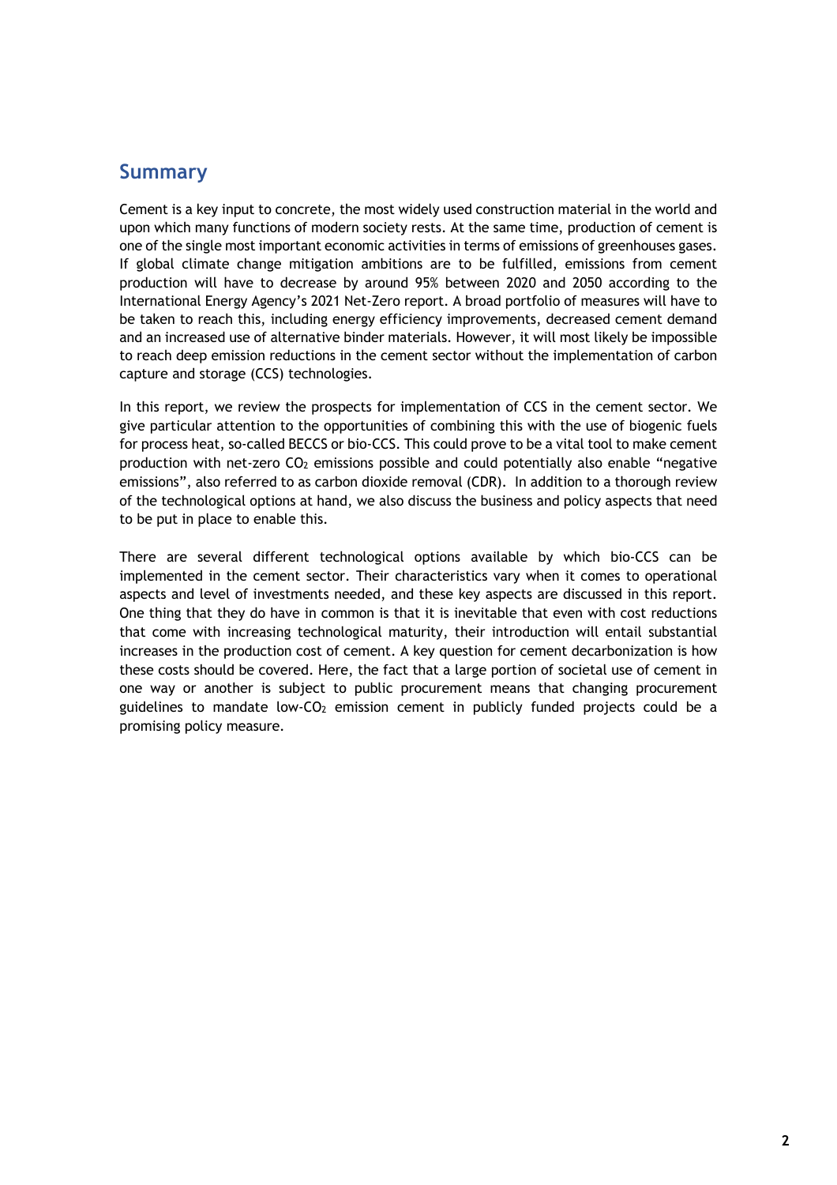## Summary

Cement is a key input to concrete, the most widely used construction material in the world and upon which many functions of modern society rests. At the same time, production of cement is one of the single most important economic activities in terms of emissions of greenhouses gases. If global climate change mitigation ambitions are to be fulfilled, emissions from cement production will have to decrease by around 95% between 2020 and 2050 according to the International Energy Agency's 2021 Net-Zero report. A broad portfolio of measures will have to be taken to reach this, including energy efficiency improvements, decreased cement demand and an increased use of alternative binder materials. However, it will most likely be impossible to reach deep emission reductions in the cement sector without the implementation of carbon capture and storage (CCS) technologies.

In this report, we review the prospects for implementation of CCS in the cement sector. We give particular attention to the opportunities of combining this with the use of biogenic fuels for process heat, so-called BECCS or bio-CCS. This could prove to be a vital tool to make cement production with net-zero $CO_2$ emissions possible and could potentially also enable "negative emissions", also referred to as carbon dioxide removal (CDR). In addition to a thorough review of the technological options at hand, we also discuss the business and policy aspects that need to be put in place to enable this.

There are several different technological options available by which bio-CCS can be implemented in the cement sector. Their characteristics vary when it comes to operational aspects and level of investments needed, and these key aspects are discussed in this report. One thing that they do have in common is that it is inevitable that even with cost reductions that come with increasing technological maturity, their introduction will entail substantial increases in the production cost of cement. A key question for cement decarbonization is how these costs should be covered. Here, the fact that a large portion of societal use of cement in one way or another is subject to public procurement means that changing procurement guidelines to mandate low-$CO_2$ emission cement in publicly funded projects could be a promising policy measure.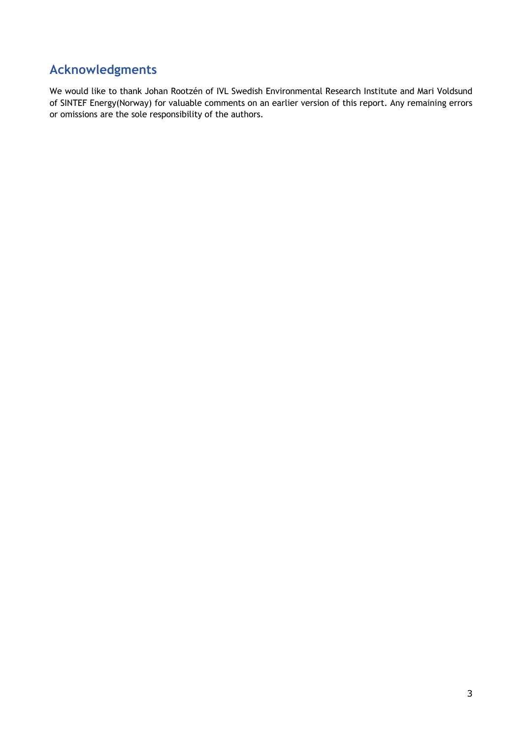## Acknowledgments

We would like to thank Johan Rootzén of IVL Swedish Environmental Research Institute and Mari Voldsund of SINTEF Energy(Norway) for valuable comments on an earlier version of this report. Any remaining errors or omissions are the sole responsibility of the authors.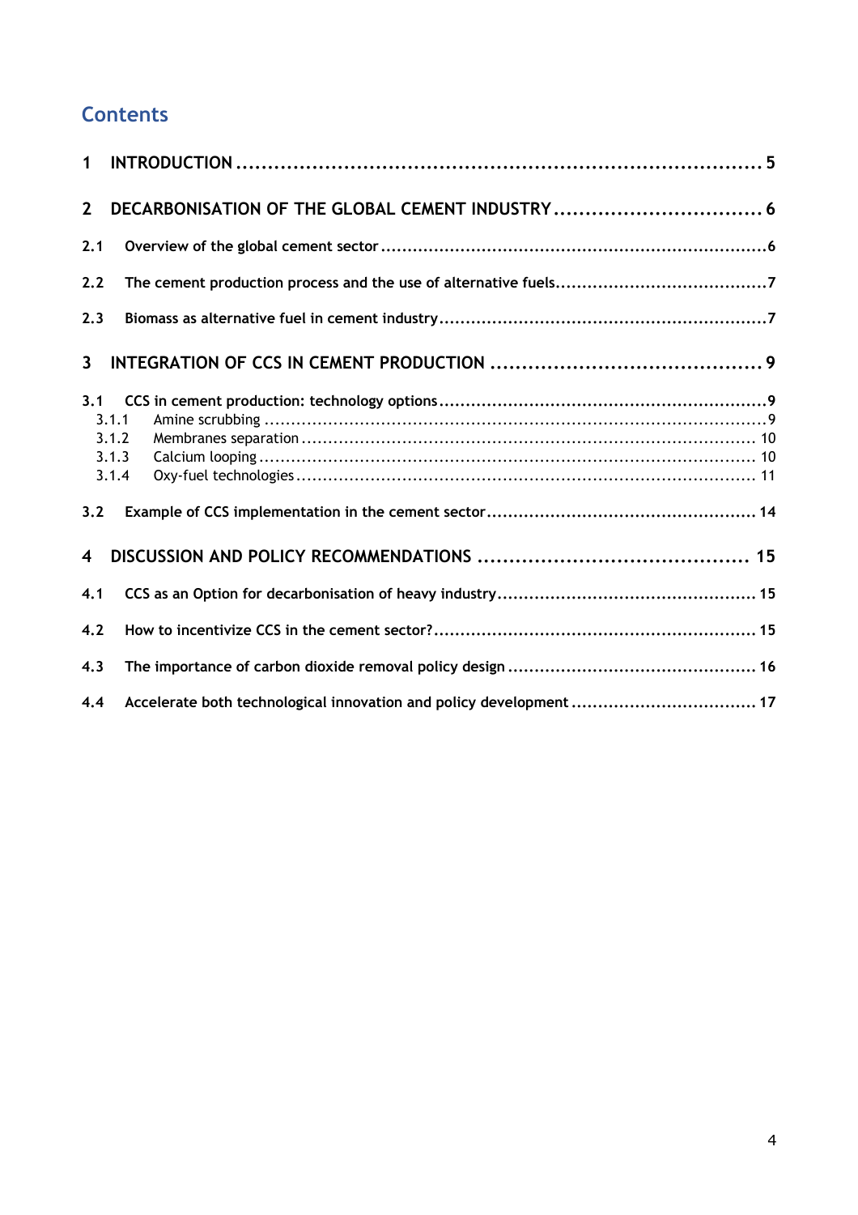# Contents

1 INTRODUCTION ..... 5

2 DECARBONISATION OF THE GLOBAL CEMENT INDUSTRY ..... 6

2.1 Overview of the global cement sector ..... 6

2.2 The cement production process and the use of alternative fuels ..... 7

2.3 Biomass as alternative fuel in cement industry ..... 7

3 INTEGRATION OF CCS IN CEMENT PRODUCTION ..... 9

3.1 CCS in cement production: technology options ..... 9
- 3.1.1 Amine scrubbing ..... 9
- 3.1.2 Membranes separation ..... 10
- 3.1.3 Calcium looping ..... 10
- 3.1.4 Oxy-fuel technologies ..... 11

3.2 Example of CCS implementation in the cement sector ..... 14

4 DISCUSSION AND POLICY RECOMMENDATIONS ..... 15

4.1 CCS as an Option for decarbonisation of heavy industry ..... 15

4.2 How to incentivize CCS in the cement sector? ..... 15

4.3 The importance of carbon dioxide removal policy design ..... 16

4.4 Accelerate both technological innovation and policy development ..... 17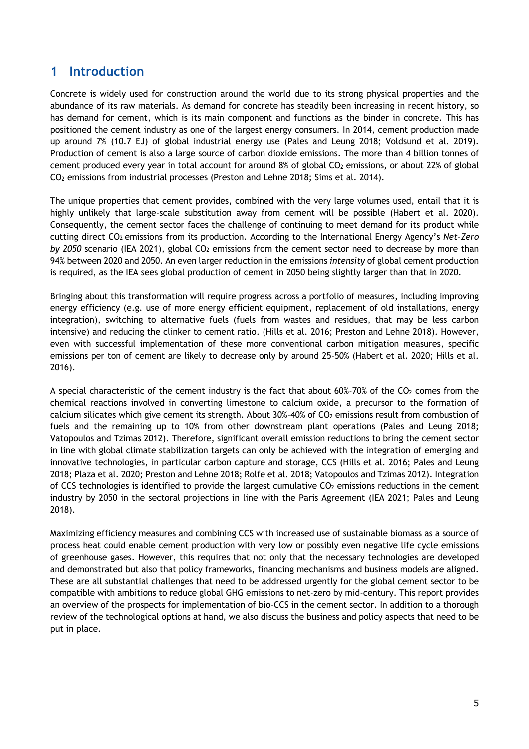# 1 Introduction

Concrete is widely used for construction around the world due to its strong physical properties and the abundance of its raw materials. As demand for concrete has steadily been increasing in recent history, so has demand for cement, which is its main component and functions as the binder in concrete. This has positioned the cement industry as one of the largest energy consumers. In 2014, cement production made up around 7% (10.7 EJ) of global industrial energy use (Pales and Leung 2018; Voldsund et al. 2019). Production of cement is also a large source of carbon dioxide emissions. The more than 4 billion tonnes of cement produced every year in total account for around 8% of global $CO_2$ emissions, or about 22% of global $CO_2$ emissions from industrial processes (Preston and Lehne 2018; Sims et al. 2014).

The unique properties that cement provides, combined with the very large volumes used, entail that it is highly unlikely that large-scale substitution away from cement will be possible (Habert et al. 2020). Consequently, the cement sector faces the challenge of continuing to meet demand for its product while cutting direct $CO_2$ emissions from its production. According to the International Energy Agency's *Net-Zero by 2050* scenario (IEA 2021), global $CO_2$ emissions from the cement sector need to decrease by more than 94% between 2020 and 2050. An even larger reduction in the emissions *intensity* of global cement production is required, as the IEA sees global production of cement in 2050 being slightly larger than that in 2020.

Bringing about this transformation will require progress across a portfolio of measures, including improving energy efficiency (e.g. use of more energy efficient equipment, replacement of old installations, energy integration), switching to alternative fuels (fuels from wastes and residues, that may be less carbon intensive) and reducing the clinker to cement ratio. (Hills et al. 2016; Preston and Lehne 2018). However, even with successful implementation of these more conventional carbon mitigation measures, specific emissions per ton of cement are likely to decrease only by around 25-50% (Habert et al. 2020; Hills et al. 2016).

A special characteristic of the cement industry is the fact that about 60%-70% of the $CO_2$ comes from the chemical reactions involved in converting limestone to calcium oxide, a precursor to the formation of calcium silicates which give cement its strength. About 30%-40% of $CO_2$ emissions result from combustion of fuels and the remaining up to 10% from other downstream plant operations (Pales and Leung 2018; Vatopoulos and Tzimas 2012). Therefore, significant overall emission reductions to bring the cement sector in line with global climate stabilization targets can only be achieved with the integration of emerging and innovative technologies, in particular carbon capture and storage, CCS (Hills et al. 2016; Pales and Leung 2018; Plaza et al. 2020; Preston and Lehne 2018; Rolfe et al. 2018; Vatopoulos and Tzimas 2012). Integration of CCS technologies is identified to provide the largest cumulative $CO_2$ emissions reductions in the cement industry by 2050 in the sectoral projections in line with the Paris Agreement (IEA 2021; Pales and Leung 2018).

Maximizing efficiency measures and combining CCS with increased use of sustainable biomass as a source of process heat could enable cement production with very low or possibly even negative life cycle emissions of greenhouse gases. However, this requires that not only that the necessary technologies are developed and demonstrated but also that policy frameworks, financing mechanisms and business models are aligned. These are all substantial challenges that need to be addressed urgently for the global cement sector to be compatible with ambitions to reduce global GHG emissions to net-zero by mid-century. This report provides an overview of the prospects for implementation of bio-CCS in the cement sector. In addition to a thorough review of the technological options at hand, we also discuss the business and policy aspects that need to be put in place.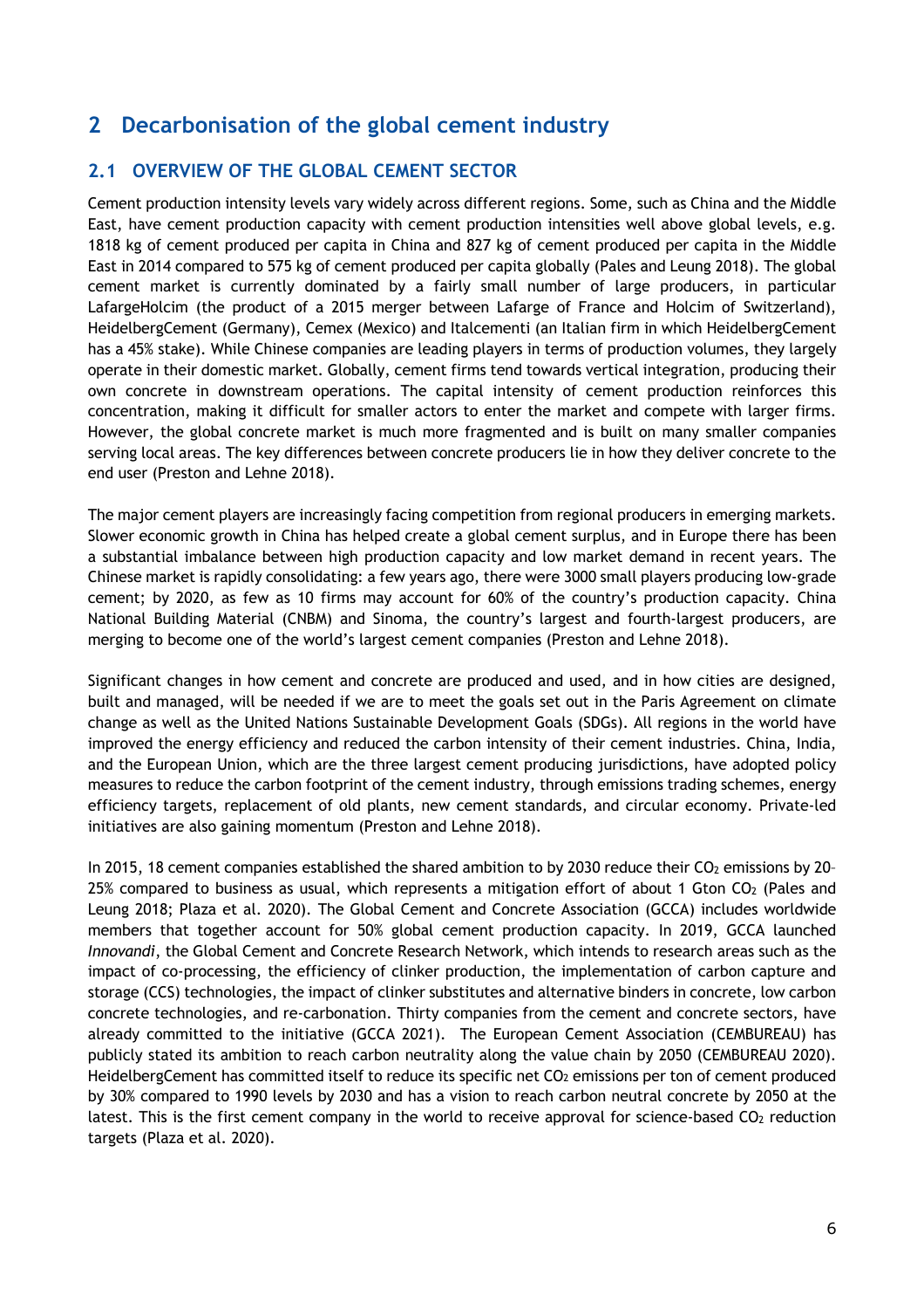# 2 Decarbonisation of the global cement industry

## 2.1 OVERVIEW OF THE GLOBAL CEMENT SECTOR

Cement production intensity levels vary widely across different regions. Some, such as China and the Middle East, have cement production capacity with cement production intensities well above global levels, e.g. 1818 kg of cement produced per capita in China and 827 kg of cement produced per capita in the Middle East in 2014 compared to 575 kg of cement produced per capita globally (Pales and Leung 2018). The global cement market is currently dominated by a fairly small number of large producers, in particular LafargeHolcim (the product of a 2015 merger between Lafarge of France and Holcim of Switzerland), HeidelbergCement (Germany), Cemex (Mexico) and Italcementi (an Italian firm in which HeidelbergCement has a 45% stake). While Chinese companies are leading players in terms of production volumes, they largely operate in their domestic market. Globally, cement firms tend towards vertical integration, producing their own concrete in downstream operations. The capital intensity of cement production reinforces this concentration, making it difficult for smaller actors to enter the market and compete with larger firms. However, the global concrete market is much more fragmented and is built on many smaller companies serving local areas. The key differences between concrete producers lie in how they deliver concrete to the end user (Preston and Lehne 2018).

The major cement players are increasingly facing competition from regional producers in emerging markets. Slower economic growth in China has helped create a global cement surplus, and in Europe there has been a substantial imbalance between high production capacity and low market demand in recent years. The Chinese market is rapidly consolidating: a few years ago, there were 3000 small players producing low-grade cement; by 2020, as few as 10 firms may account for 60% of the country's production capacity. China National Building Material (CNBM) and Sinoma, the country's largest and fourth-largest producers, are merging to become one of the world's largest cement companies (Preston and Lehne 2018).

Significant changes in how cement and concrete are produced and used, and in how cities are designed, built and managed, will be needed if we are to meet the goals set out in the Paris Agreement on climate change as well as the United Nations Sustainable Development Goals (SDGs). All regions in the world have improved the energy efficiency and reduced the carbon intensity of their cement industries. China, India, and the European Union, which are the three largest cement producing jurisdictions, have adopted policy measures to reduce the carbon footprint of the cement industry, through emissions trading schemes, energy efficiency targets, replacement of old plants, new cement standards, and circular economy. Private-led initiatives are also gaining momentum (Preston and Lehne 2018).

In 2015, 18 cement companies established the shared ambition to by 2030 reduce their $CO_2$ emissions by 20–25% compared to business as usual, which represents a mitigation effort of about 1 Gton $CO_2$ (Pales and Leung 2018; Plaza et al. 2020). The Global Cement and Concrete Association (GCCA) includes worldwide members that together account for 50% global cement production capacity. In 2019, GCCA launched *Innovandi*, the Global Cement and Concrete Research Network, which intends to research areas such as the impact of co-processing, the efficiency of clinker production, the implementation of carbon capture and storage (CCS) technologies, the impact of clinker substitutes and alternative binders in concrete, low carbon concrete technologies, and re-carbonation. Thirty companies from the cement and concrete sectors, have already committed to the initiative (GCCA 2021). The European Cement Association (CEMBUREAU) has publicly stated its ambition to reach carbon neutrality along the value chain by 2050 (CEMBUREAU 2020). HeidelbergCement has committed itself to reduce its specific net $CO_2$ emissions per ton of cement produced by 30% compared to 1990 levels by 2030 and has a vision to reach carbon neutral concrete by 2050 at the latest. This is the first cement company in the world to receive approval for science-based $CO_2$ reduction targets (Plaza et al. 2020).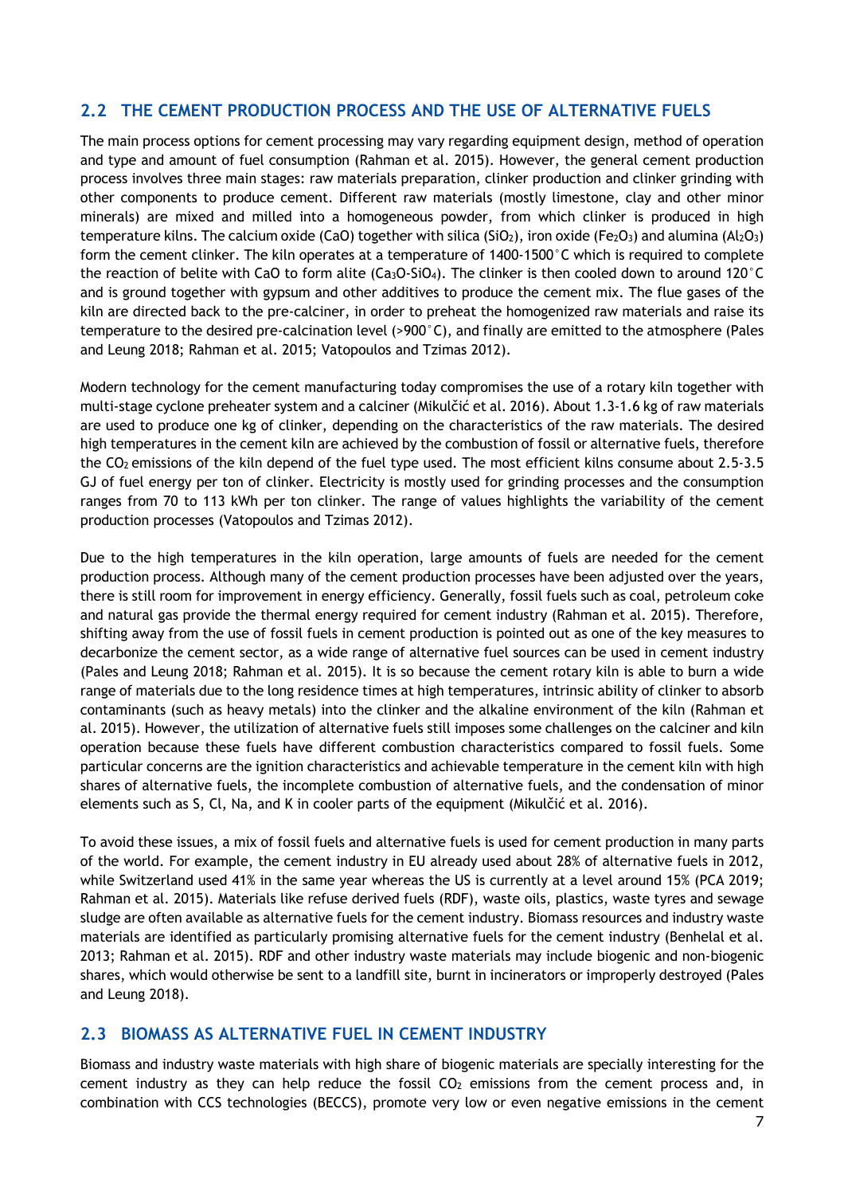## 2.2 THE CEMENT PRODUCTION PROCESS AND THE USE OF ALTERNATIVE FUELS

The main process options for cement processing may vary regarding equipment design, method of operation and type and amount of fuel consumption (Rahman et al. 2015). However, the general cement production process involves three main stages: raw materials preparation, clinker production and clinker grinding with other components to produce cement. Different raw materials (mostly limestone, clay and other minor minerals) are mixed and milled into a homogeneous powder, from which clinker is produced in high temperature kilns. The calcium oxide (CaO) together with silica ($SiO_2$), iron oxide ($Fe_2O_3$) and alumina ($Al_2O_3$) form the cement clinker. The kiln operates at a temperature of 1400-1500°C which is required to complete the reaction of belite with CaO to form alite ($Ca_3O$-$SiO_4$). The clinker is then cooled down to around 120°C and is ground together with gypsum and other additives to produce the cement mix. The flue gases of the kiln are directed back to the pre-calciner, in order to preheat the homogenized raw materials and raise its temperature to the desired pre-calcination level (>900°C), and finally are emitted to the atmosphere (Pales and Leung 2018; Rahman et al. 2015; Vatopoulos and Tzimas 2012).

Modern technology for the cement manufacturing today compromises the use of a rotary kiln together with multi-stage cyclone preheater system and a calciner (Mikulčić et al. 2016). About 1.3-1.6 kg of raw materials are used to produce one kg of clinker, depending on the characteristics of the raw materials. The desired high temperatures in the cement kiln are achieved by the combustion of fossil or alternative fuels, therefore the $CO_2$ emissions of the kiln depend of the fuel type used. The most efficient kilns consume about 2.5-3.5 GJ of fuel energy per ton of clinker. Electricity is mostly used for grinding processes and the consumption ranges from 70 to 113 kWh per ton clinker. The range of values highlights the variability of the cement production processes (Vatopoulos and Tzimas 2012).

Due to the high temperatures in the kiln operation, large amounts of fuels are needed for the cement production process. Although many of the cement production processes have been adjusted over the years, there is still room for improvement in energy efficiency. Generally, fossil fuels such as coal, petroleum coke and natural gas provide the thermal energy required for cement industry (Rahman et al. 2015). Therefore, shifting away from the use of fossil fuels in cement production is pointed out as one of the key measures to decarbonize the cement sector, as a wide range of alternative fuel sources can be used in cement industry (Pales and Leung 2018; Rahman et al. 2015). It is so because the cement rotary kiln is able to burn a wide range of materials due to the long residence times at high temperatures, intrinsic ability of clinker to absorb contaminants (such as heavy metals) into the clinker and the alkaline environment of the kiln (Rahman et al. 2015). However, the utilization of alternative fuels still imposes some challenges on the calciner and kiln operation because these fuels have different combustion characteristics compared to fossil fuels. Some particular concerns are the ignition characteristics and achievable temperature in the cement kiln with high shares of alternative fuels, the incomplete combustion of alternative fuels, and the condensation of minor elements such as S, Cl, Na, and K in cooler parts of the equipment (Mikulčić et al. 2016).

To avoid these issues, a mix of fossil fuels and alternative fuels is used for cement production in many parts of the world. For example, the cement industry in EU already used about 28% of alternative fuels in 2012, while Switzerland used 41% in the same year whereas the US is currently at a level around 15% (PCA 2019; Rahman et al. 2015). Materials like refuse derived fuels (RDF), waste oils, plastics, waste tyres and sewage sludge are often available as alternative fuels for the cement industry. Biomass resources and industry waste materials are identified as particularly promising alternative fuels for the cement industry (Benhelal et al. 2013; Rahman et al. 2015). RDF and other industry waste materials may include biogenic and non-biogenic shares, which would otherwise be sent to a landfill site, burnt in incinerators or improperly destroyed (Pales and Leung 2018).

## 2.3 BIOMASS AS ALTERNATIVE FUEL IN CEMENT INDUSTRY

Biomass and industry waste materials with high share of biogenic materials are specially interesting for the cement industry as they can help reduce the fossil $CO_2$ emissions from the cement process and, in combination with CCS technologies (BECCS), promote very low or even negative emissions in the cement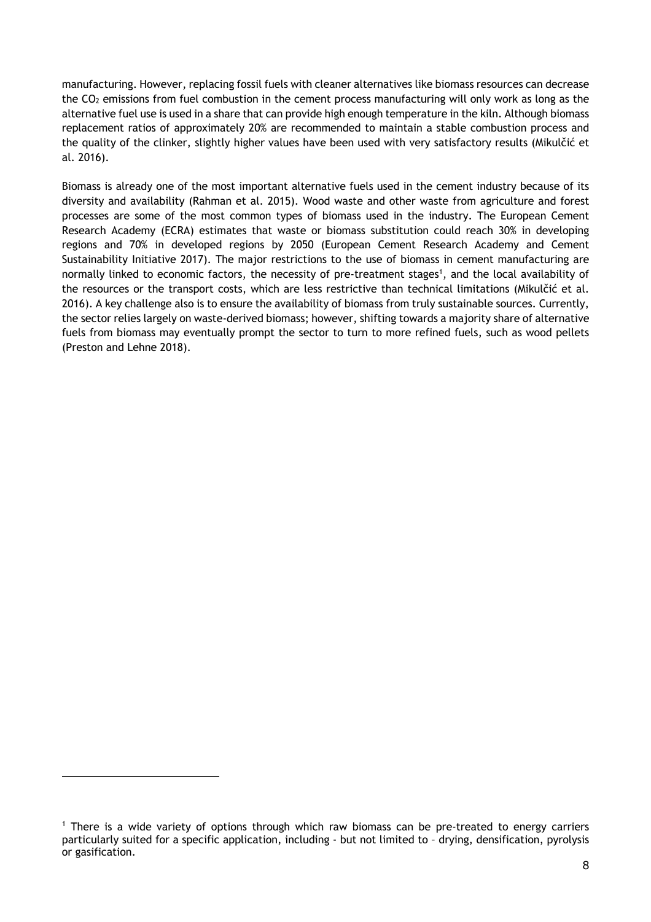manufacturing. However, replacing fossil fuels with cleaner alternatives like biomass resources can decrease the $CO_2$ emissions from fuel combustion in the cement process manufacturing will only work as long as the alternative fuel use is used in a share that can provide high enough temperature in the kiln. Although biomass replacement ratios of approximately 20% are recommended to maintain a stable combustion process and the quality of the clinker, slightly higher values have been used with very satisfactory results (Mikulčić et al. 2016).

Biomass is already one of the most important alternative fuels used in the cement industry because of its diversity and availability (Rahman et al. 2015). Wood waste and other waste from agriculture and forest processes are some of the most common types of biomass used in the industry. The European Cement Research Academy (ECRA) estimates that waste or biomass substitution could reach 30% in developing regions and 70% in developed regions by 2050 (European Cement Research Academy and Cement Sustainability Initiative 2017). The major restrictions to the use of biomass in cement manufacturing are normally linked to economic factors, the necessity of pre-treatment stages[1], and the local availability of the resources or the transport costs, which are less restrictive than technical limitations (Mikulčić et al. 2016). A key challenge also is to ensure the availability of biomass from truly sustainable sources. Currently, the sector relies largely on waste-derived biomass; however, shifting towards a majority share of alternative fuels from biomass may eventually prompt the sector to turn to more refined fuels, such as wood pellets (Preston and Lehne 2018).

[1] There is a wide variety of options through which raw biomass can be pre-treated to energy carriers particularly suited for a specific application, including - but not limited to – drying, densification, pyrolysis or gasification.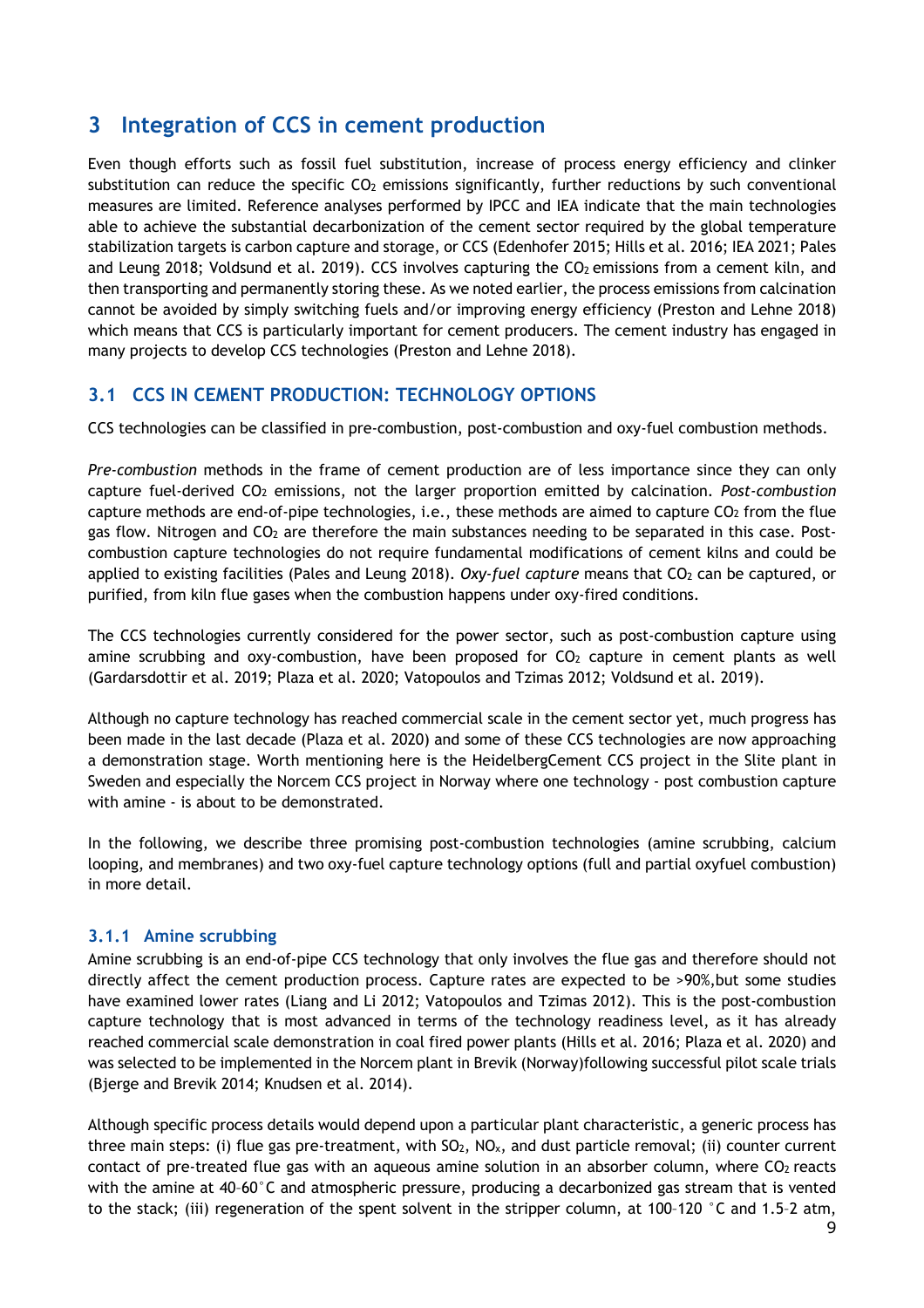# 3 Integration of CCS in cement production

Even though efforts such as fossil fuel substitution, increase of process energy efficiency and clinker substitution can reduce the specific $CO_2$ emissions significantly, further reductions by such conventional measures are limited. Reference analyses performed by IPCC and IEA indicate that the main technologies able to achieve the substantial decarbonization of the cement sector required by the global temperature stabilization targets is carbon capture and storage, or CCS (Edenhofer 2015; Hills et al. 2016; IEA 2021; Pales and Leung 2018; Voldsund et al. 2019). CCS involves capturing the $CO_2$ emissions from a cement kiln, and then transporting and permanently storing these. As we noted earlier, the process emissions from calcination cannot be avoided by simply switching fuels and/or improving energy efficiency (Preston and Lehne 2018) which means that CCS is particularly important for cement producers. The cement industry has engaged in many projects to develop CCS technologies (Preston and Lehne 2018).

## 3.1 CCS IN CEMENT PRODUCTION: TECHNOLOGY OPTIONS

CCS technologies can be classified in pre-combustion, post-combustion and oxy-fuel combustion methods.

*Pre-combustion* methods in the frame of cement production are of less importance since they can only capture fuel-derived $CO_2$ emissions, not the larger proportion emitted by calcination. *Post-combustion* capture methods are end-of-pipe technologies, i.e., these methods are aimed to capture $CO_2$ from the flue gas flow. Nitrogen and $CO_2$ are therefore the main substances needing to be separated in this case. Post-combustion capture technologies do not require fundamental modifications of cement kilns and could be applied to existing facilities (Pales and Leung 2018). *Oxy-fuel capture* means that $CO_2$ can be captured, or purified, from kiln flue gases when the combustion happens under oxy-fired conditions.

The CCS technologies currently considered for the power sector, such as post-combustion capture using amine scrubbing and oxy-combustion, have been proposed for $CO_2$ capture in cement plants as well (Gardarsdottir et al. 2019; Plaza et al. 2020; Vatopoulos and Tzimas 2012; Voldsund et al. 2019).

Although no capture technology has reached commercial scale in the cement sector yet, much progress has been made in the last decade (Plaza et al. 2020) and some of these CCS technologies are now approaching a demonstration stage. Worth mentioning here is the HeidelbergCement CCS project in the Slite plant in Sweden and especially the Norcem CCS project in Norway where one technology - post combustion capture with amine - is about to be demonstrated.

In the following, we describe three promising post-combustion technologies (amine scrubbing, calcium looping, and membranes) and two oxy-fuel capture technology options (full and partial oxyfuel combustion) in more detail.

### 3.1.1 Amine scrubbing

Amine scrubbing is an end-of-pipe CCS technology that only involves the flue gas and therefore should not directly affect the cement production process. Capture rates are expected to be >90%,but some studies have examined lower rates (Liang and Li 2012; Vatopoulos and Tzimas 2012). This is the post-combustion capture technology that is most advanced in terms of the technology readiness level, as it has already reached commercial scale demonstration in coal fired power plants (Hills et al. 2016; Plaza et al. 2020) and was selected to be implemented in the Norcem plant in Brevik (Norway)following successful pilot scale trials (Bjerge and Brevik 2014; Knudsen et al. 2014).

Although specific process details would depend upon a particular plant characteristic, a generic process has three main steps: (i) flue gas pre-treatment, with $SO_2$, $NO_x$, and dust particle removal; (ii) counter current contact of pre-treated flue gas with an aqueous amine solution in an absorber column, where $CO_2$ reacts with the amine at 40–60 °C and atmospheric pressure, producing a decarbonized gas stream that is vented to the stack; (iii) regeneration of the spent solvent in the stripper column, at 100–120 °C and 1.5–2 atm,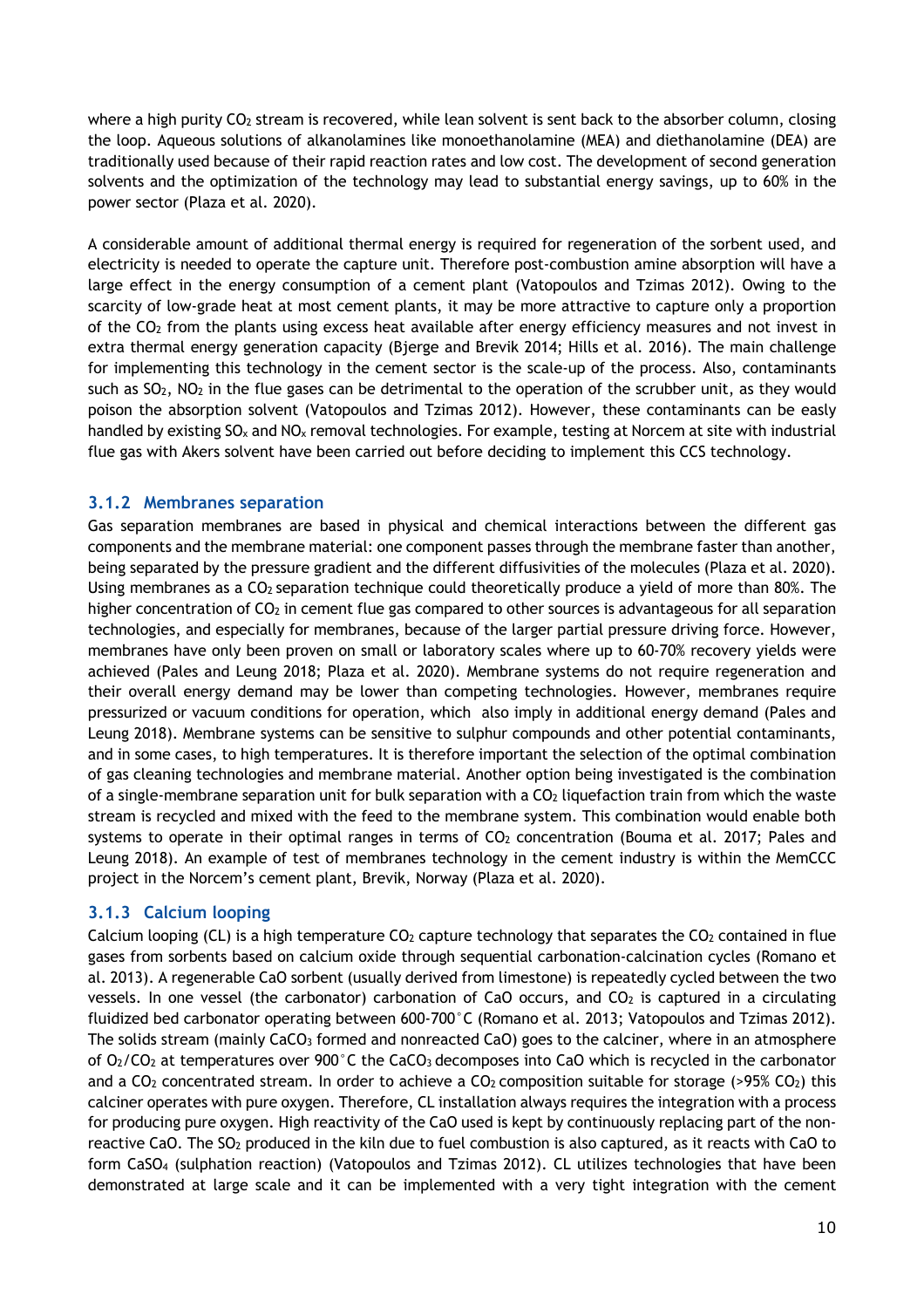where a high purity $CO_2$ stream is recovered, while lean solvent is sent back to the absorber column, closing the loop. Aqueous solutions of alkanolamines like monoethanolamine (MEA) and diethanolamine (DEA) are traditionally used because of their rapid reaction rates and low cost. The development of second generation solvents and the optimization of the technology may lead to substantial energy savings, up to 60% in the power sector (Plaza et al. 2020).

A considerable amount of additional thermal energy is required for regeneration of the sorbent used, and electricity is needed to operate the capture unit. Therefore post-combustion amine absorption will have a large effect in the energy consumption of a cement plant (Vatopoulos and Tzimas 2012). Owing to the scarcity of low-grade heat at most cement plants, it may be more attractive to capture only a proportion of the $CO_2$ from the plants using excess heat available after energy efficiency measures and not invest in extra thermal energy generation capacity (Bjerge and Brevik 2014; Hills et al. 2016). The main challenge for implementing this technology in the cement sector is the scale-up of the process. Also, contaminants such as $SO_2$, $NO_2$ in the flue gases can be detrimental to the operation of the scrubber unit, as they would poison the absorption solvent (Vatopoulos and Tzimas 2012). However, these contaminants can be easly handled by existing $SO_x$ and $NO_x$ removal technologies. For example, testing at Norcem at site with industrial flue gas with Akers solvent have been carried out before deciding to implement this CCS technology.

### 3.1.2 Membranes separation

Gas separation membranes are based in physical and chemical interactions between the different gas components and the membrane material: one component passes through the membrane faster than another, being separated by the pressure gradient and the different diffusivities of the molecules (Plaza et al. 2020). Using membranes as a $CO_2$ separation technique could theoretically produce a yield of more than 80%. The higher concentration of $CO_2$ in cement flue gas compared to other sources is advantageous for all separation technologies, and especially for membranes, because of the larger partial pressure driving force. However, membranes have only been proven on small or laboratory scales where up to 60-70% recovery yields were achieved (Pales and Leung 2018; Plaza et al. 2020). Membrane systems do not require regeneration and their overall energy demand may be lower than competing technologies. However, membranes require pressurized or vacuum conditions for operation, which also imply in additional energy demand (Pales and Leung 2018). Membrane systems can be sensitive to sulphur compounds and other potential contaminants, and in some cases, to high temperatures. It is therefore important the selection of the optimal combination of gas cleaning technologies and membrane material. Another option being investigated is the combination of a single-membrane separation unit for bulk separation with a $CO_2$ liquefaction train from which the waste stream is recycled and mixed with the feed to the membrane system. This combination would enable both systems to operate in their optimal ranges in terms of $CO_2$ concentration (Bouma et al. 2017; Pales and Leung 2018). An example of test of membranes technology in the cement industry is within the MemCCC project in the Norcem's cement plant, Brevik, Norway (Plaza et al. 2020).

### 3.1.3 Calcium looping

Calcium looping (CL) is a high temperature $CO_2$ capture technology that separates the $CO_2$ contained in flue gases from sorbents based on calcium oxide through sequential carbonation-calcination cycles (Romano et al. 2013). A regenerable CaO sorbent (usually derived from limestone) is repeatedly cycled between the two vessels. In one vessel (the carbonator) carbonation of CaO occurs, and $CO_2$ is captured in a circulating fluidized bed carbonator operating between 600-700°C (Romano et al. 2013; Vatopoulos and Tzimas 2012). The solids stream (mainly $CaCO_3$ formed and nonreacted CaO) goes to the calciner, where in an atmosphere of $O_2/CO_2$ at temperatures over 900°C the $CaCO_3$ decomposes into CaO which is recycled in the carbonator and a $CO_2$ concentrated stream. In order to achieve a $CO_2$ composition suitable for storage (>95% $CO_2$) this calciner operates with pure oxygen. Therefore, CL installation always requires the integration with a process for producing pure oxygen. High reactivity of the CaO used is kept by continuously replacing part of the non-reactive CaO. The $SO_2$ produced in the kiln due to fuel combustion is also captured, as it reacts with CaO to form $CaSO_4$ (sulphation reaction) (Vatopoulos and Tzimas 2012). CL utilizes technologies that have been demonstrated at large scale and it can be implemented with a very tight integration with the cement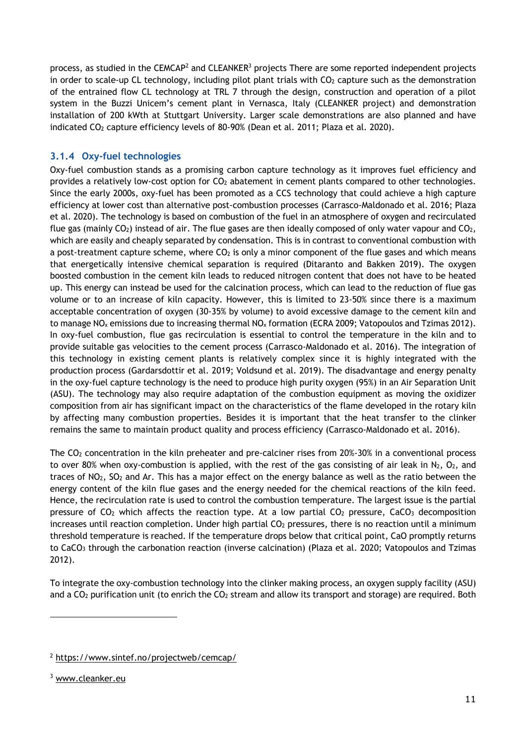process, as studied in the CEMCAP[2] and CLEANKER[3] projects There are some reported independent projects in order to scale-up CL technology, including pilot plant trials with $CO_2$ capture such as the demonstration of the entrained flow CL technology at TRL 7 through the design, construction and operation of a pilot system in the Buzzi Unicem's cement plant in Vernasca, Italy (CLEANKER project) and demonstration installation of 200 kWth at Stuttgart University. Larger scale demonstrations are also planned and have indicated $CO_2$ capture efficiency levels of 80-90% (Dean et al. 2011; Plaza et al. 2020).

### 3.1.4 Oxy-fuel technologies

Oxy-fuel combustion stands as a promising carbon capture technology as it improves fuel efficiency and provides a relatively low-cost option for $CO_2$ abatement in cement plants compared to other technologies. Since the early 2000s, oxy-fuel has been promoted as a CCS technology that could achieve a high capture efficiency at lower cost than alternative post-combustion processes (Carrasco-Maldonado et al. 2016; Plaza et al. 2020). The technology is based on combustion of the fuel in an atmosphere of oxygen and recirculated flue gas (mainly $CO_2$) instead of air. The flue gases are then ideally composed of only water vapour and $CO_2$, which are easily and cheaply separated by condensation. This is in contrast to conventional combustion with a post-treatment capture scheme, where $CO_2$ is only a minor component of the flue gases and which means that energetically intensive chemical separation is required (Ditaranto and Bakken 2019). The oxygen boosted combustion in the cement kiln leads to reduced nitrogen content that does not have to be heated up. This energy can instead be used for the calcination process, which can lead to the reduction of flue gas volume or to an increase of kiln capacity. However, this is limited to 23-50% since there is a maximum acceptable concentration of oxygen (30-35% by volume) to avoid excessive damage to the cement kiln and to manage $NO_x$ emissions due to increasing thermal $NO_x$ formation (ECRA 2009; Vatopoulos and Tzimas 2012). In oxy-fuel combustion, flue gas recirculation is essential to control the temperature in the kiln and to provide suitable gas velocities to the cement process (Carrasco-Maldonado et al. 2016). The integration of this technology in existing cement plants is relatively complex since it is highly integrated with the production process (Gardarsdottir et al. 2019; Voldsund et al. 2019). The disadvantage and energy penalty in the oxy-fuel capture technology is the need to produce high purity oxygen (95%) in an Air Separation Unit (ASU). The technology may also require adaptation of the combustion equipment as moving the oxidizer composition from air has significant impact on the characteristics of the flame developed in the rotary kiln by affecting many combustion properties. Besides it is important that the heat transfer to the clinker remains the same to maintain product quality and process efficiency (Carrasco-Maldonado et al. 2016).

The $CO_2$ concentration in the kiln preheater and pre-calciner rises from 20%-30% in a conventional process to over 80% when oxy-combustion is applied, with the rest of the gas consisting of air leak in $N_2$, $O_2$, and traces of $NO_2$, $SO_2$ and Ar. This has a major effect on the energy balance as well as the ratio between the energy content of the kiln flue gases and the energy needed for the chemical reactions of the kiln feed. Hence, the recirculation rate is used to control the combustion temperature. The largest issue is the partial pressure of $CO_2$ which affects the reaction type. At a low partial $CO_2$ pressure, $CaCO_3$ decomposition increases until reaction completion. Under high partial $CO_2$ pressures, there is no reaction until a minimum threshold temperature is reached. If the temperature drops below that critical point, CaO promptly returns to $CaCO_3$ through the carbonation reaction (inverse calcination) (Plaza et al. 2020; Vatopoulos and Tzimas 2012).

To integrate the oxy-combustion technology into the clinker making process, an oxygen supply facility (ASU) and a $CO_2$ purification unit (to enrich the $CO_2$ stream and allow its transport and storage) are required. Both

[2] https://www.sintef.no/projectweb/cemcap/

[3] www.cleanker.eu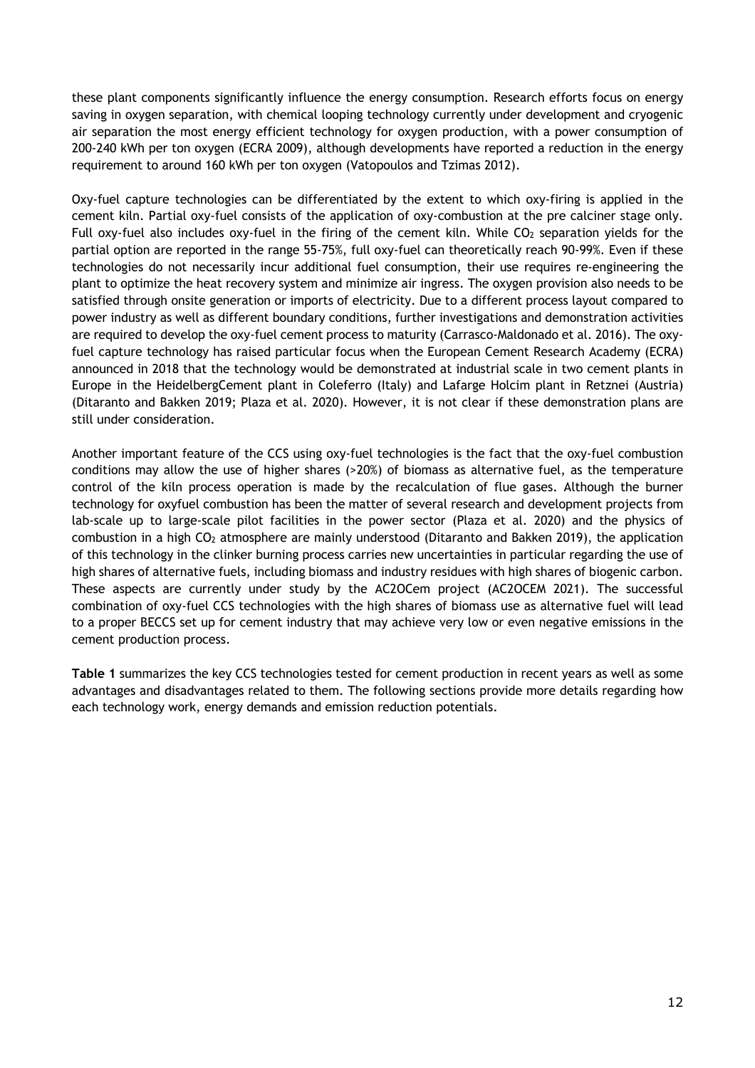these plant components significantly influence the energy consumption. Research efforts focus on energy saving in oxygen separation, with chemical looping technology currently under development and cryogenic air separation the most energy efficient technology for oxygen production, with a power consumption of 200-240 kWh per ton oxygen (ECRA 2009), although developments have reported a reduction in the energy requirement to around 160 kWh per ton oxygen (Vatopoulos and Tzimas 2012).

Oxy-fuel capture technologies can be differentiated by the extent to which oxy-firing is applied in the cement kiln. Partial oxy-fuel consists of the application of oxy-combustion at the pre calciner stage only. Full oxy-fuel also includes oxy-fuel in the firing of the cement kiln. While $CO_2$ separation yields for the partial option are reported in the range 55-75%, full oxy-fuel can theoretically reach 90-99%. Even if these technologies do not necessarily incur additional fuel consumption, their use requires re-engineering the plant to optimize the heat recovery system and minimize air ingress. The oxygen provision also needs to be satisfied through onsite generation or imports of electricity. Due to a different process layout compared to power industry as well as different boundary conditions, further investigations and demonstration activities are required to develop the oxy-fuel cement process to maturity (Carrasco-Maldonado et al. 2016). The oxy-fuel capture technology has raised particular focus when the European Cement Research Academy (ECRA) announced in 2018 that the technology would be demonstrated at industrial scale in two cement plants in Europe in the HeidelbergCement plant in Coleferro (Italy) and Lafarge Holcim plant in Retznei (Austria) (Ditaranto and Bakken 2019; Plaza et al. 2020). However, it is not clear if these demonstration plans are still under consideration.

Another important feature of the CCS using oxy-fuel technologies is the fact that the oxy-fuel combustion conditions may allow the use of higher shares (>20%) of biomass as alternative fuel, as the temperature control of the kiln process operation is made by the recalculation of flue gases. Although the burner technology for oxyfuel combustion has been the matter of several research and development projects from lab-scale up to large-scale pilot facilities in the power sector (Plaza et al. 2020) and the physics of combustion in a high $CO_2$ atmosphere are mainly understood (Ditaranto and Bakken 2019), the application of this technology in the clinker burning process carries new uncertainties in particular regarding the use of high shares of alternative fuels, including biomass and industry residues with high shares of biogenic carbon. These aspects are currently under study by the AC2OCem project (AC2OCEM 2021). The successful combination of oxy-fuel CCS technologies with the high shares of biomass use as alternative fuel will lead to a proper BECCS set up for cement industry that may achieve very low or even negative emissions in the cement production process.

**Table 1** summarizes the key CCS technologies tested for cement production in recent years as well as some advantages and disadvantages related to them. The following sections provide more details regarding how each technology work, energy demands and emission reduction potentials.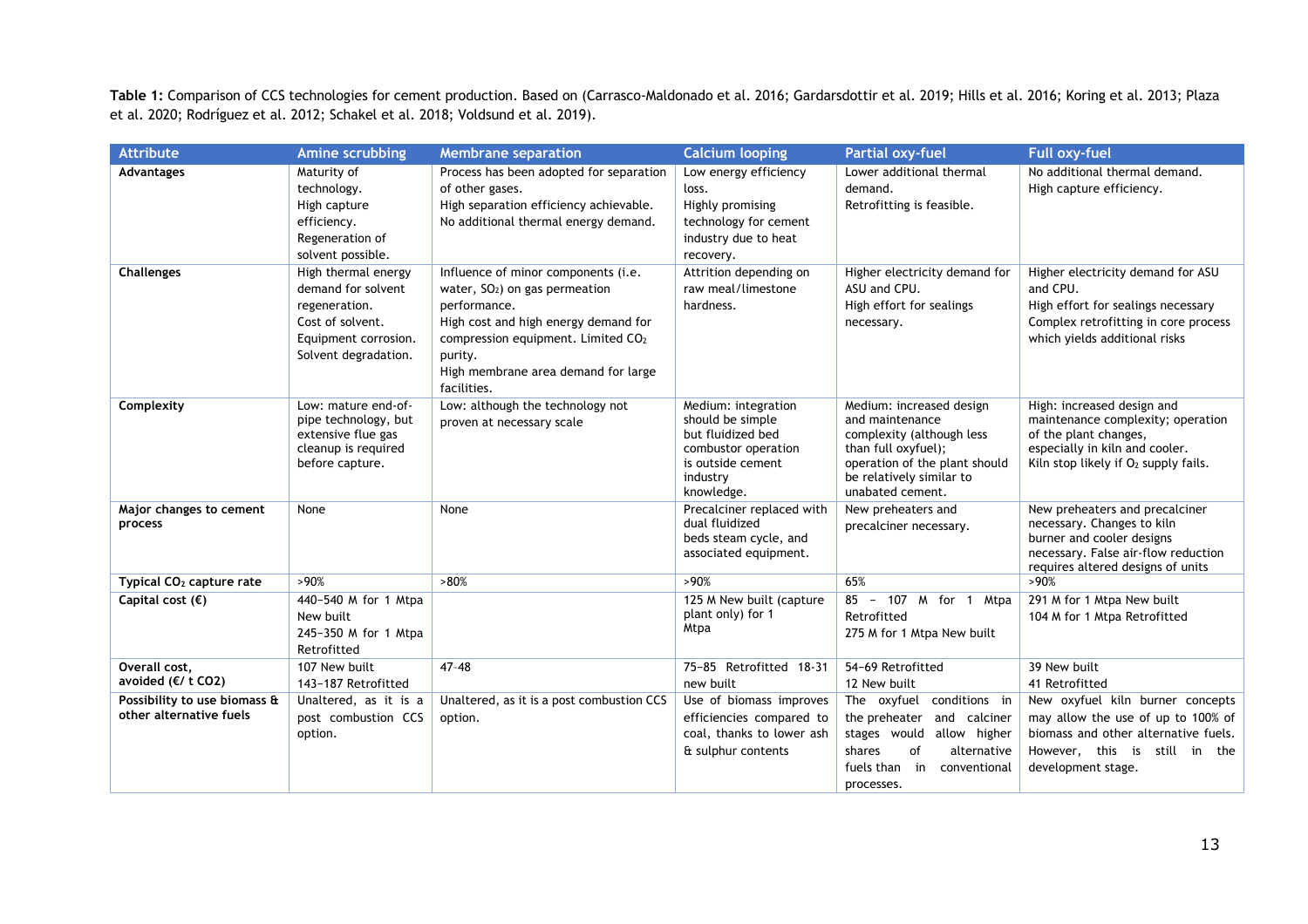**Table 1:** Comparison of CCS technologies for cement production. Based on (Carrasco-Maldonado et al. 2016; Gardarsdottir et al. 2019; Hills et al. 2016; Koring et al. 2013; Plaza et al. 2020; Rodríguez et al. 2012; Schakel et al. 2018; Voldsund et al. 2019).

| Attribute | Amine scrubbing | Membrane separation | Calcium looping | Partial oxy-fuel | Full oxy-fuel |
|---|---|---|---|---|---|
| **Advantages** | Maturity of technology.<br>High capture efficiency.<br>Regeneration of solvent possible. | Process has been adopted for separation of other gases.<br>High separation efficiency achievable.<br>No additional thermal energy demand. | Low energy efficiency loss.<br>Highly promising technology for cement industry due to heat recovery. | Lower additional thermal demand.<br>Retrofitting is feasible. | No additional thermal demand.<br>High capture efficiency. |
| **Challenges** | High thermal energy demand for solvent regeneration.<br>Cost of solvent.<br>Equipment corrosion.<br>Solvent degradation. | Influence of minor components (i.e. water, $SO_2$) on gas permeation performance.<br>High cost and high energy demand for compression equipment. Limited $CO_2$ purity.<br>High membrane area demand for large facilities. | Attrition depending on raw meal/limestone hardness. | Higher electricity demand for ASU and CPU.<br>High effort for sealings necessary. | Higher electricity demand for ASU and CPU.<br>High effort for sealings necessary<br>Complex retrofitting in core process which yields additional risks |
| **Complexity** | Low: mature end-of-pipe technology, but extensive flue gas cleanup is required before capture. | Low: although the technology not proven at necessary scale | Medium: integration should be simple but fluidized bed combustor operation is outside cement industry knowledge. | Medium: increased design and maintenance complexity (although less than full oxyfuel); operation of the plant should be relatively similar to unabated cement. | High: increased design and maintenance complexity; operation of the plant changes, especially in kiln and cooler. Kiln stop likely if $O_2$ supply fails. |
| **Major changes to cement process** | None | None | Precalciner replaced with dual fluidized beds steam cycle, and associated equipment. | New preheaters and precalciner necessary. | New preheaters and precalciner necessary. Changes to kiln burner and cooler designs necessary. False air-flow reduction requires altered designs of units |
| **Typical $CO_2$ capture rate** | >90% | >80% | >90% | 65% | >90% |
| **Capital cost (€)** | 440–540 M for 1 Mtpa New built<br>245–350 M for 1 Mtpa Retrofitted | | 125 M New built (capture plant only) for 1 Mtpa | 85 – 107 M for 1 Mtpa Retrofitted<br>275 M for 1 Mtpa New built | 291 M for 1 Mtpa New built<br>104 M for 1 Mtpa Retrofitted |
| **Overall cost, avoided (€/ t CO2)** | 107 New built<br>143–187 Retrofitted | 47–48 | 75–85 Retrofitted 18-31 new built | 54–69 Retrofitted<br>12 New built | 39 New built<br>41 Retrofitted |
| **Possibility to use biomass & other alternative fuels** | Unaltered, as it is a post combustion CCS option. | Unaltered, as it is a post combustion CCS option. | Use of biomass improves efficiencies compared to coal, thanks to lower ash & sulphur contents | The oxyfuel conditions in the preheater and calciner stages would allow higher shares of alternative fuels than in conventional processes. | New oxyfuel kiln burner concepts may allow the use of up to 100% of biomass and other alternative fuels. However, this is still in the development stage. |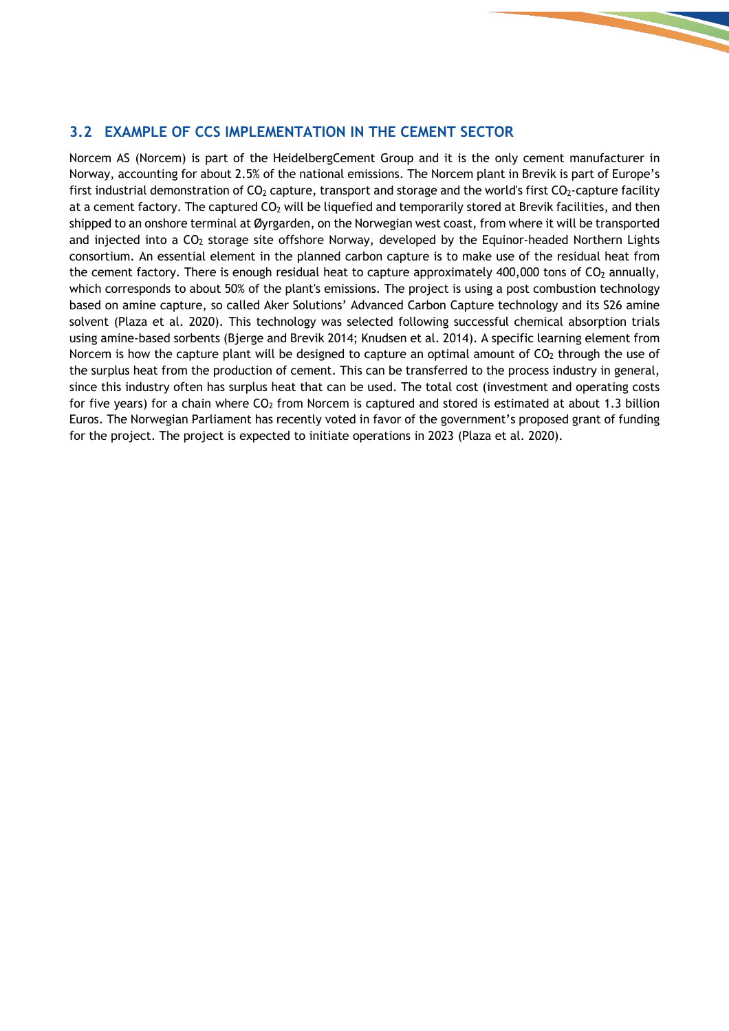## 3.2 EXAMPLE OF CCS IMPLEMENTATION IN THE CEMENT SECTOR

Norcem AS (Norcem) is part of the HeidelbergCement Group and it is the only cement manufacturer in Norway, accounting for about 2.5% of the national emissions. The Norcem plant in Brevik is part of Europe's first industrial demonstration of $CO_2$ capture, transport and storage and the world's first $CO_2$-capture facility at a cement factory. The captured $CO_2$ will be liquefied and temporarily stored at Brevik facilities, and then shipped to an onshore terminal at Øygarden, on the Norwegian west coast, from where it will be transported and injected into a $CO_2$ storage site offshore Norway, developed by the Equinor-headed Northern Lights consortium. An essential element in the planned carbon capture is to make use of the residual heat from the cement factory. There is enough residual heat to capture approximately 400,000 tons of $CO_2$ annually, which corresponds to about 50% of the plant's emissions. The project is using a post combustion technology based on amine capture, so called Aker Solutions' Advanced Carbon Capture technology and its S26 amine solvent (Plaza et al. 2020). This technology was selected following successful chemical absorption trials using amine-based sorbents (Bjerge and Brevik 2014; Knudsen et al. 2014). A specific learning element from Norcem is how the capture plant will be designed to capture an optimal amount of $CO_2$ through the use of the surplus heat from the production of cement. This can be transferred to the process industry in general, since this industry often has surplus heat that can be used. The total cost (investment and operating costs for five years) for a chain where $CO_2$ from Norcem is captured and stored is estimated at about 1.3 billion Euros. The Norwegian Parliament has recently voted in favor of the government's proposed grant of funding for the project. The project is expected to initiate operations in 2023 (Plaza et al. 2020).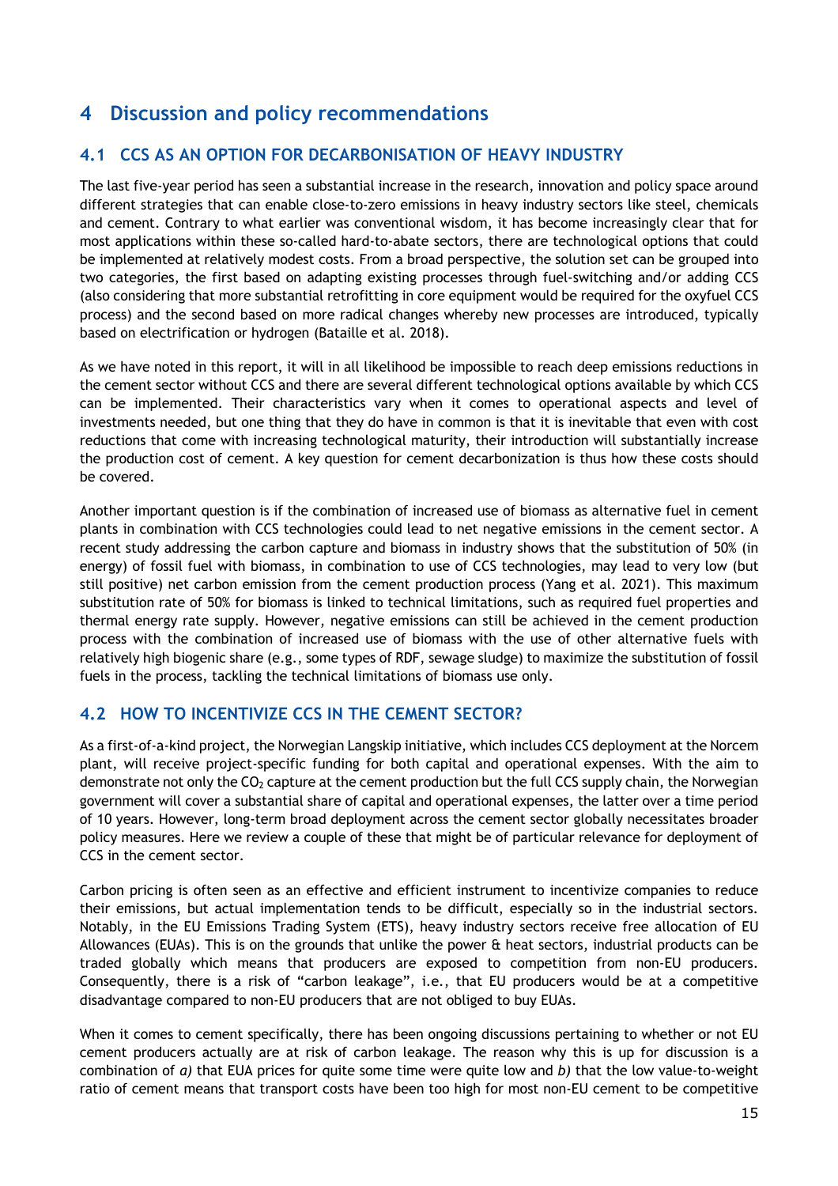# 4 Discussion and policy recommendations

## 4.1 CCS AS AN OPTION FOR DECARBONISATION OF HEAVY INDUSTRY

The last five-year period has seen a substantial increase in the research, innovation and policy space around different strategies that can enable close-to-zero emissions in heavy industry sectors like steel, chemicals and cement. Contrary to what earlier was conventional wisdom, it has become increasingly clear that for most applications within these so-called hard-to-abate sectors, there are technological options that could be implemented at relatively modest costs. From a broad perspective, the solution set can be grouped into two categories, the first based on adapting existing processes through fuel-switching and/or adding CCS (also considering that more substantial retrofitting in core equipment would be required for the oxyfuel CCS process) and the second based on more radical changes whereby new processes are introduced, typically based on electrification or hydrogen (Bataille et al. 2018).

As we have noted in this report, it will in all likelihood be impossible to reach deep emissions reductions in the cement sector without CCS and there are several different technological options available by which CCS can be implemented. Their characteristics vary when it comes to operational aspects and level of investments needed, but one thing that they do have in common is that it is inevitable that even with cost reductions that come with increasing technological maturity, their introduction will substantially increase the production cost of cement. A key question for cement decarbonization is thus how these costs should be covered.

Another important question is if the combination of increased use of biomass as alternative fuel in cement plants in combination with CCS technologies could lead to net negative emissions in the cement sector. A recent study addressing the carbon capture and biomass in industry shows that the substitution of 50% (in energy) of fossil fuel with biomass, in combination to use of CCS technologies, may lead to very low (but still positive) net carbon emission from the cement production process (Yang et al. 2021). This maximum substitution rate of 50% for biomass is linked to technical limitations, such as required fuel properties and thermal energy rate supply. However, negative emissions can still be achieved in the cement production process with the combination of increased use of biomass with the use of other alternative fuels with relatively high biogenic share (e.g., some types of RDF, sewage sludge) to maximize the substitution of fossil fuels in the process, tackling the technical limitations of biomass use only.

## 4.2 HOW TO INCENTIVIZE CCS IN THE CEMENT SECTOR?

As a first-of-a-kind project, the Norwegian Langskip initiative, which includes CCS deployment at the Norcem plant, will receive project-specific funding for both capital and operational expenses. With the aim to demonstrate not only the $CO_2$ capture at the cement production but the full CCS supply chain, the Norwegian government will cover a substantial share of capital and operational expenses, the latter over a time period of 10 years. However, long-term broad deployment across the cement sector globally necessitates broader policy measures. Here we review a couple of these that might be of particular relevance for deployment of CCS in the cement sector.

Carbon pricing is often seen as an effective and efficient instrument to incentivize companies to reduce their emissions, but actual implementation tends to be difficult, especially so in the industrial sectors. Notably, in the EU Emissions Trading System (ETS), heavy industry sectors receive free allocation of EU Allowances (EUAs). This is on the grounds that unlike the power & heat sectors, industrial products can be traded globally which means that producers are exposed to competition from non-EU producers. Consequently, there is a risk of "carbon leakage", i.e., that EU producers would be at a competitive disadvantage compared to non-EU producers that are not obliged to buy EUAs.

When it comes to cement specifically, there has been ongoing discussions pertaining to whether or not EU cement producers actually are at risk of carbon leakage. The reason why this is up for discussion is a combination of *a)* that EUA prices for quite some time were quite low and *b)* that the low value-to-weight ratio of cement means that transport costs have been too high for most non-EU cement to be competitive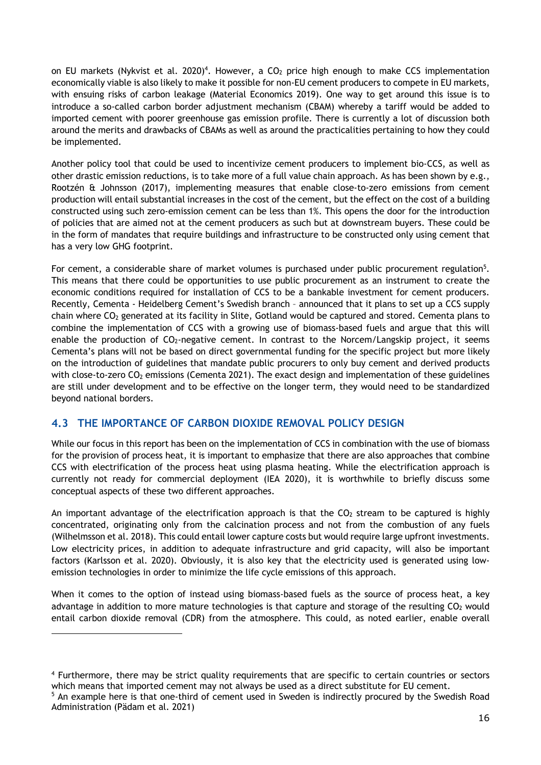on EU markets (Nykvist et al. 2020)[4]. However, a $CO_2$ price high enough to make CCS implementation economically viable is also likely to make it possible for non-EU cement producers to compete in EU markets, with ensuing risks of carbon leakage (Material Economics 2019). One way to get around this issue is to introduce a so-called carbon border adjustment mechanism (CBAM) whereby a tariff would be added to imported cement with poorer greenhouse gas emission profile. There is currently a lot of discussion both around the merits and drawbacks of CBAMs as well as around the practicalities pertaining to how they could be implemented.

Another policy tool that could be used to incentivize cement producers to implement bio-CCS, as well as other drastic emission reductions, is to take more of a full value chain approach. As has been shown by e.g., Rootzén & Johnsson (2017), implementing measures that enable close-to-zero emissions from cement production will entail substantial increases in the cost of the cement, but the effect on the cost of a building constructed using such zero-emission cement can be less than 1%. This opens the door for the introduction of policies that are aimed not at the cement producers as such but at downstream buyers. These could be in the form of mandates that require buildings and infrastructure to be constructed only using cement that has a very low GHG footprint.

For cement, a considerable share of market volumes is purchased under public procurement regulation[5]. This means that there could be opportunities to use public procurement as an instrument to create the economic conditions required for installation of CCS to be a bankable investment for cement producers. Recently, Cementa - Heidelberg Cement's Swedish branch – announced that it plans to set up a CCS supply chain where $CO_2$ generated at its facility in Slite, Gotland would be captured and stored. Cementa plans to combine the implementation of CCS with a growing use of biomass-based fuels and argue that this will enable the production of $CO_2$-negative cement. In contrast to the Norcem/Langskip project, it seems Cementa's plans will not be based on direct governmental funding for the specific project but more likely on the introduction of guidelines that mandate public procurers to only buy cement and derived products with close-to-zero $CO_2$ emissions (Cementa 2021). The exact design and implementation of these guidelines are still under development and to be effective on the longer term, they would need to be standardized beyond national borders.

## 4.3 THE IMPORTANCE OF CARBON DIOXIDE REMOVAL POLICY DESIGN

While our focus in this report has been on the implementation of CCS in combination with the use of biomass for the provision of process heat, it is important to emphasize that there are also approaches that combine CCS with electrification of the process heat using plasma heating. While the electrification approach is currently not ready for commercial deployment (IEA 2020), it is worthwhile to briefly discuss some conceptual aspects of these two different approaches.

An important advantage of the electrification approach is that the $CO_2$ stream to be captured is highly concentrated, originating only from the calcination process and not from the combustion of any fuels (Wilhelmsson et al. 2018). This could entail lower capture costs but would require large upfront investments. Low electricity prices, in addition to adequate infrastructure and grid capacity, will also be important factors (Karlsson et al. 2020). Obviously, it is also key that the electricity used is generated using low-emission technologies in order to minimize the life cycle emissions of this approach.

When it comes to the option of instead using biomass-based fuels as the source of process heat, a key advantage in addition to more mature technologies is that capture and storage of the resulting $CO_2$ would entail carbon dioxide removal (CDR) from the atmosphere. This could, as noted earlier, enable overall

[4] Furthermore, there may be strict quality requirements that are specific to certain countries or sectors which means that imported cement may not always be used as a direct substitute for EU cement.

[5] An example here is that one-third of cement used in Sweden is indirectly procured by the Swedish Road Administration (Pädam et al. 2021)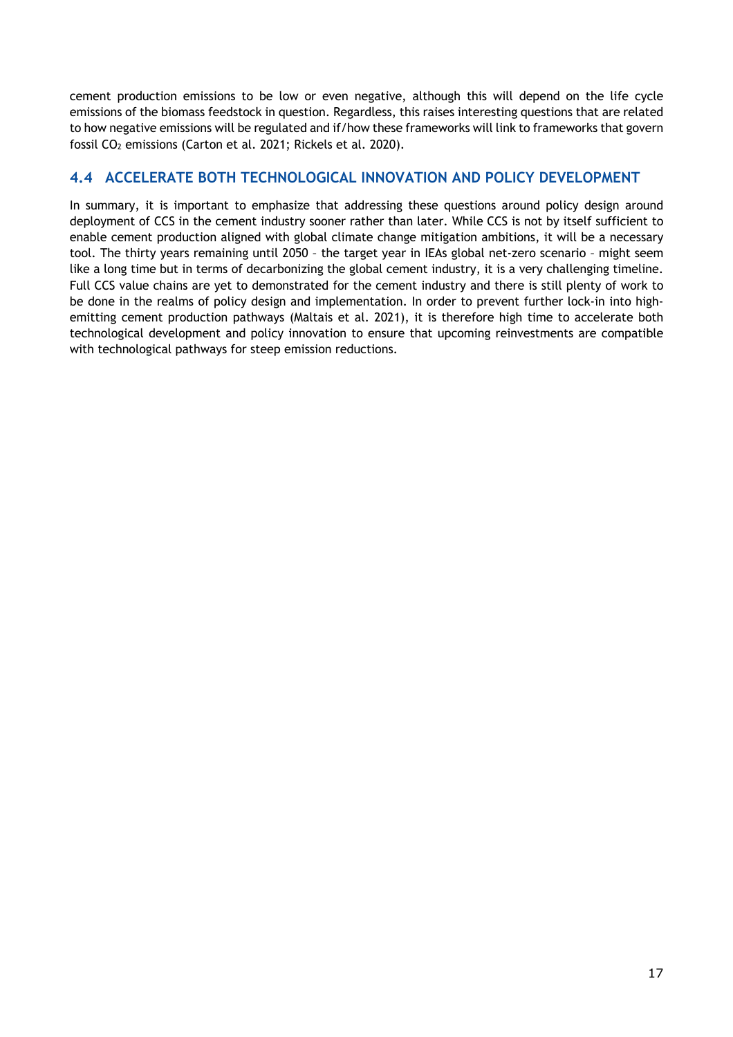cement production emissions to be low or even negative, although this will depend on the life cycle emissions of the biomass feedstock in question. Regardless, this raises interesting questions that are related to how negative emissions will be regulated and if/how these frameworks will link to frameworks that govern fossil $CO_2$ emissions (Carton et al. 2021; Rickels et al. 2020).

## 4.4 ACCELERATE BOTH TECHNOLOGICAL INNOVATION AND POLICY DEVELOPMENT

In summary, it is important to emphasize that addressing these questions around policy design around deployment of CCS in the cement industry sooner rather than later. While CCS is not by itself sufficient to enable cement production aligned with global climate change mitigation ambitions, it will be a necessary tool. The thirty years remaining until 2050 – the target year in IEAs global net-zero scenario – might seem like a long time but in terms of decarbonizing the global cement industry, it is a very challenging timeline. Full CCS value chains are yet to demonstrated for the cement industry and there is still plenty of work to be done in the realms of policy design and implementation. In order to prevent further lock-in into high-emitting cement production pathways (Maltais et al. 2021), it is therefore high time to accelerate both technological development and policy innovation to ensure that upcoming reinvestments are compatible with technological pathways for steep emission reductions.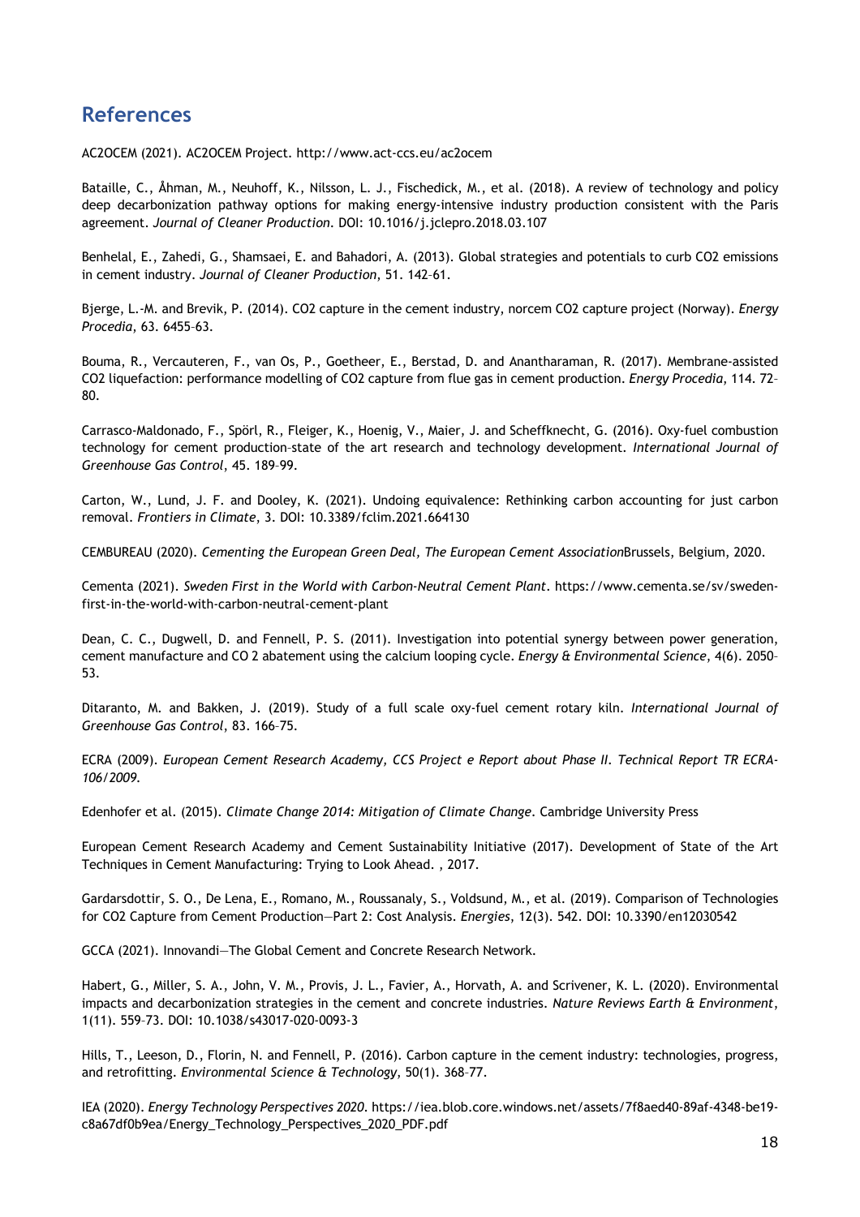## References

AC2OCEM (2021). AC2OCEM Project. http://www.act-ccs.eu/ac2ocem

Bataille, C., Åhman, M., Neuhoff, K., Nilsson, L. J., Fischedick, M., et al. (2018). A review of technology and policy deep decarbonization pathway options for making energy-intensive industry production consistent with the Paris agreement. *Journal of Cleaner Production*. DOI: 10.1016/j.jclepro.2018.03.107

Benhelal, E., Zahedi, G., Shamsaei, E. and Bahadori, A. (2013). Global strategies and potentials to curb CO2 emissions in cement industry. *Journal of Cleaner Production*, 51. 142–61.

Bjerge, L.-M. and Brevik, P. (2014). CO2 capture in the cement industry, norcem CO2 capture project (Norway). *Energy Procedia*, 63. 6455–63.

Bouma, R., Vercauteren, F., van Os, P., Goetheer, E., Berstad, D. and Anantharaman, R. (2017). Membrane-assisted CO2 liquefaction: performance modelling of CO2 capture from flue gas in cement production. *Energy Procedia*, 114. 72–80.

Carrasco-Maldonado, F., Spörl, R., Fleiger, K., Hoenig, V., Maier, J. and Scheffknecht, G. (2016). Oxy-fuel combustion technology for cement production–state of the art research and technology development. *International Journal of Greenhouse Gas Control*, 45. 189–99.

Carton, W., Lund, J. F. and Dooley, K. (2021). Undoing equivalence: Rethinking carbon accounting for just carbon removal. *Frontiers in Climate*, 3. DOI: 10.3389/fclim.2021.664130

CEMBUREAU (2020). *Cementing the European Green Deal, The European Cement Association*Brussels, Belgium, 2020.

Cementa (2021). *Sweden First in the World with Carbon-Neutral Cement Plant*. https://www.cementa.se/sv/sweden-first-in-the-world-with-carbon-neutral-cement-plant

Dean, C. C., Dugwell, D. and Fennell, P. S. (2011). Investigation into potential synergy between power generation, cement manufacture and CO 2 abatement using the calcium looping cycle. *Energy & Environmental Science*, 4(6). 2050–53.

Ditaranto, M. and Bakken, J. (2019). Study of a full scale oxy-fuel cement rotary kiln. *International Journal of Greenhouse Gas Control*, 83. 166–75.

ECRA (2009). *European Cement Research Academy, CCS Project e Report about Phase II. Technical Report TR ECRA-106/2009.*

Edenhofer et al. (2015). *Climate Change 2014: Mitigation of Climate Change*. Cambridge University Press

European Cement Research Academy and Cement Sustainability Initiative (2017). Development of State of the Art Techniques in Cement Manufacturing: Trying to Look Ahead. , 2017.

Gardarsdottir, S. O., De Lena, E., Romano, M., Roussanaly, S., Voldsund, M., et al. (2019). Comparison of Technologies for CO2 Capture from Cement Production—Part 2: Cost Analysis. *Energies*, 12(3). 542. DOI: 10.3390/en12030542

GCCA (2021). Innovandi—The Global Cement and Concrete Research Network.

Habert, G., Miller, S. A., John, V. M., Provis, J. L., Favier, A., Horvath, A. and Scrivener, K. L. (2020). Environmental impacts and decarbonization strategies in the cement and concrete industries. *Nature Reviews Earth & Environment*, 1(11). 559–73. DOI: 10.1038/s43017-020-0093-3

Hills, T., Leeson, D., Florin, N. and Fennell, P. (2016). Carbon capture in the cement industry: technologies, progress, and retrofitting. *Environmental Science & Technology*, 50(1). 368–77.

IEA (2020). *Energy Technology Perspectives 2020*. https://iea.blob.core.windows.net/assets/7f8aed40-89af-4348-be19-c8a67df0b9ea/Energy_Technology_Perspectives_2020_PDF.pdf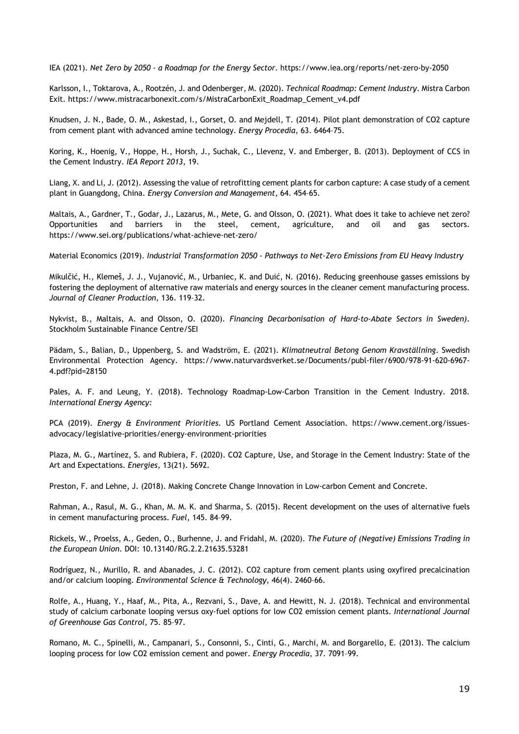IEA (2021). *Net Zero by 2050 - a Roadmap for the Energy Sector*. https://www.iea.org/reports/net-zero-by-2050

Karlsson, I., Toktarova, A., Rootzén, J. and Odenberger, M. (2020). *Technical Roadmap: Cement Industry*. Mistra Carbon Exit. https://www.mistracarbonexit.com/s/MistraCarbonExit_Roadmap_Cement_v4.pdf

Knudsen, J. N., Bade, O. M., Askestad, I., Gorset, O. and Mejdell, T. (2014). Pilot plant demonstration of CO2 capture from cement plant with advanced amine technology. *Energy Procedia*, 63. 6464–75.

Koring, K., Hoenig, V., Hoppe, H., Horsh, J., Suchak, C., Llevenz, V. and Emberger, B. (2013). Deployment of CCS in the Cement Industry. *IEA Report 2013*, 19.

Liang, X. and Li, J. (2012). Assessing the value of retrofitting cement plants for carbon capture: A case study of a cement plant in Guangdong, China. *Energy Conversion and Management*, 64. 454–65.

Maltais, A., Gardner, T., Godar, J., Lazarus, M., Mete, G. and Olsson, O. (2021). What does it take to achieve net zero? Opportunities and barriers in the steel, cement, agriculture, and oil and gas sectors. https://www.sei.org/publications/what-achieve-net-zero/

Material Economics (2019). *Industrial Transformation 2050 - Pathways to Net-Zero Emissions from EU Heavy Industry*

Mikulčić, H., Klemeš, J. J., Vujanović, M., Urbaniec, K. and Duić, N. (2016). Reducing greenhouse gasses emissions by fostering the deployment of alternative raw materials and energy sources in the cleaner cement manufacturing process. *Journal of Cleaner Production*, 136. 119–32.

Nykvist, B., Maltais, A. and Olsson, O. (2020). *Financing Decarbonisation of Hard-to-Abate Sectors in Sweden)*. Stockholm Sustainable Finance Centre/SEI

Pädam, S., Balian, D., Uppenberg, S. and Wadström, E. (2021). *Klimatneutral Betong Genom Kravställning*. Swedish Environmental Protection Agency. https://www.naturvardsverket.se/Documents/publ-filer/6900/978-91-620-6967-4.pdf?pid=28150

Pales, A. F. and Leung, Y. (2018). Technology Roadmap-Low-Carbon Transition in the Cement Industry. 2018. *International Energy Agency*:

PCA (2019). *Energy & Environment Priorities*. US Portland Cement Association. https://www.cement.org/issues-advocacy/legislative-priorities/energy-environment-priorities

Plaza, M. G., Martínez, S. and Rubiera, F. (2020). CO2 Capture, Use, and Storage in the Cement Industry: State of the Art and Expectations. *Energies*, 13(21). 5692.

Preston, F. and Lehne, J. (2018). Making Concrete Change Innovation in Low-carbon Cement and Concrete.

Rahman, A., Rasul, M. G., Khan, M. M. K. and Sharma, S. (2015). Recent development on the uses of alternative fuels in cement manufacturing process. *Fuel*, 145. 84–99.

Rickels, W., Proelss, A., Geden, O., Burhenne, J. and Fridahl, M. (2020). *The Future of (Negative) Emissions Trading in the European Union*. DOI: 10.13140/RG.2.2.21635.53281

Rodríguez, N., Murillo, R. and Abanades, J. C. (2012). CO2 capture from cement plants using oxyfired precalcination and/or calcium looping. *Environmental Science & Technology*, 46(4). 2460–66.

Rolfe, A., Huang, Y., Haaf, M., Pita, A., Rezvani, S., Dave, A. and Hewitt, N. J. (2018). Technical and environmental study of calcium carbonate looping versus oxy-fuel options for low CO2 emission cement plants. *International Journal of Greenhouse Gas Control*, 75. 85–97.

Romano, M. C., Spinelli, M., Campanari, S., Consonni, S., Cinti, G., Marchi, M. and Borgarello, E. (2013). The calcium looping process for low CO2 emission cement and power. *Energy Procedia*, 37. 7091–99.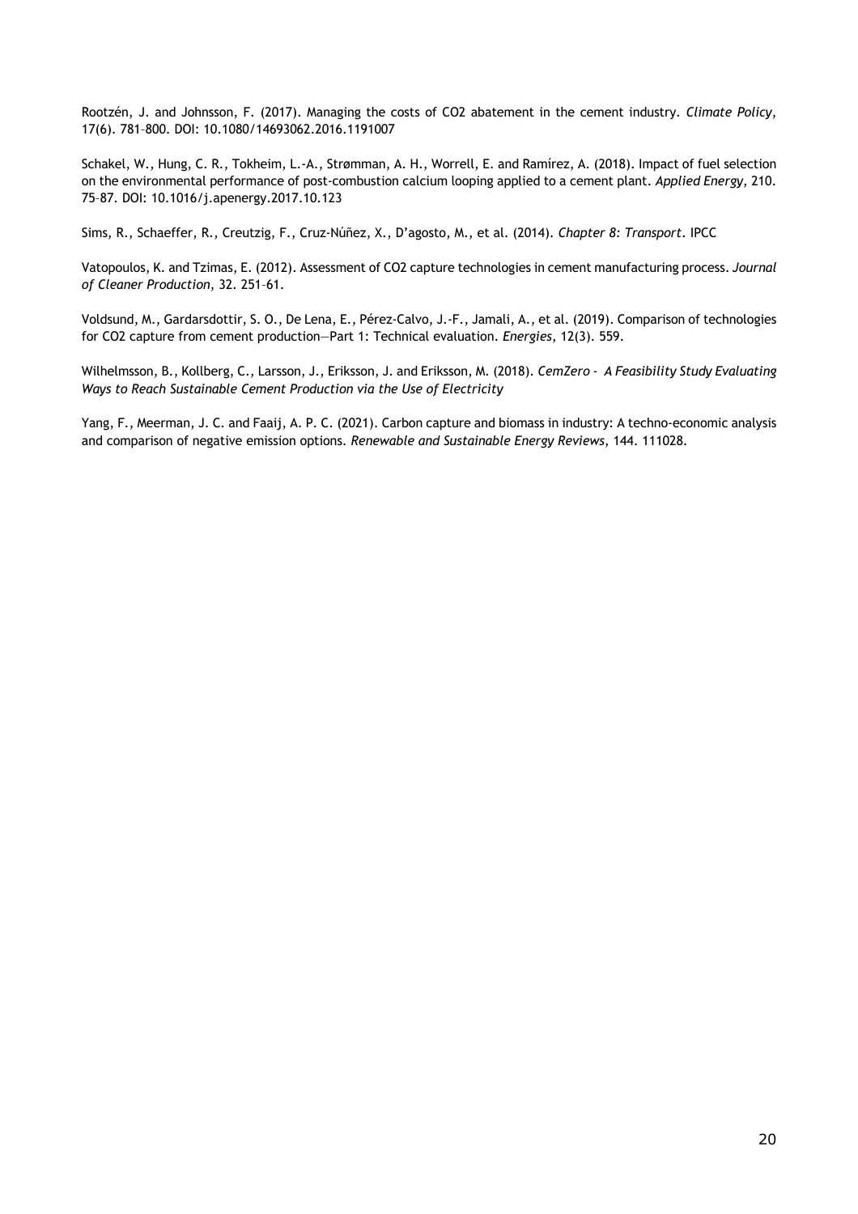Rootzén, J. and Johnsson, F. (2017). Managing the costs of $CO_2$ abatement in the cement industry. *Climate Policy*, 17(6). 781–800. DOI: 10.1080/14693062.2016.1191007

Schakel, W., Hung, C. R., Tokheim, L.-A., Strømman, A. H., Worrell, E. and Ramírez, A. (2018). Impact of fuel selection on the environmental performance of post-combustion calcium looping applied to a cement plant. *Applied Energy*, 210. 75–87. DOI: 10.1016/j.apenergy.2017.10.123

Sims, R., Schaeffer, R., Creutzig, F., Cruz-Núñez, X., D'agosto, M., et al. (2014). *Chapter 8: Transport*. IPCC

Vatopoulos, K. and Tzimas, E. (2012). Assessment of $CO_2$ capture technologies in cement manufacturing process. *Journal of Cleaner Production*, 32. 251–61.

Voldsund, M., Gardarsdottir, S. O., De Lena, E., Pérez-Calvo, J.-F., Jamali, A., et al. (2019). Comparison of technologies for $CO_2$ capture from cement production—Part 1: Technical evaluation. *Energies*, 12(3). 559.

Wilhelmsson, B., Kollberg, C., Larsson, J., Eriksson, J. and Eriksson, M. (2018). *CemZero - A Feasibility Study Evaluating Ways to Reach Sustainable Cement Production via the Use of Electricity*

Yang, F., Meerman, J. C. and Faaij, A. P. C. (2021). Carbon capture and biomass in industry: A techno-economic analysis and comparison of negative emission options. *Renewable and Sustainable Energy Reviews*, 144. 111028.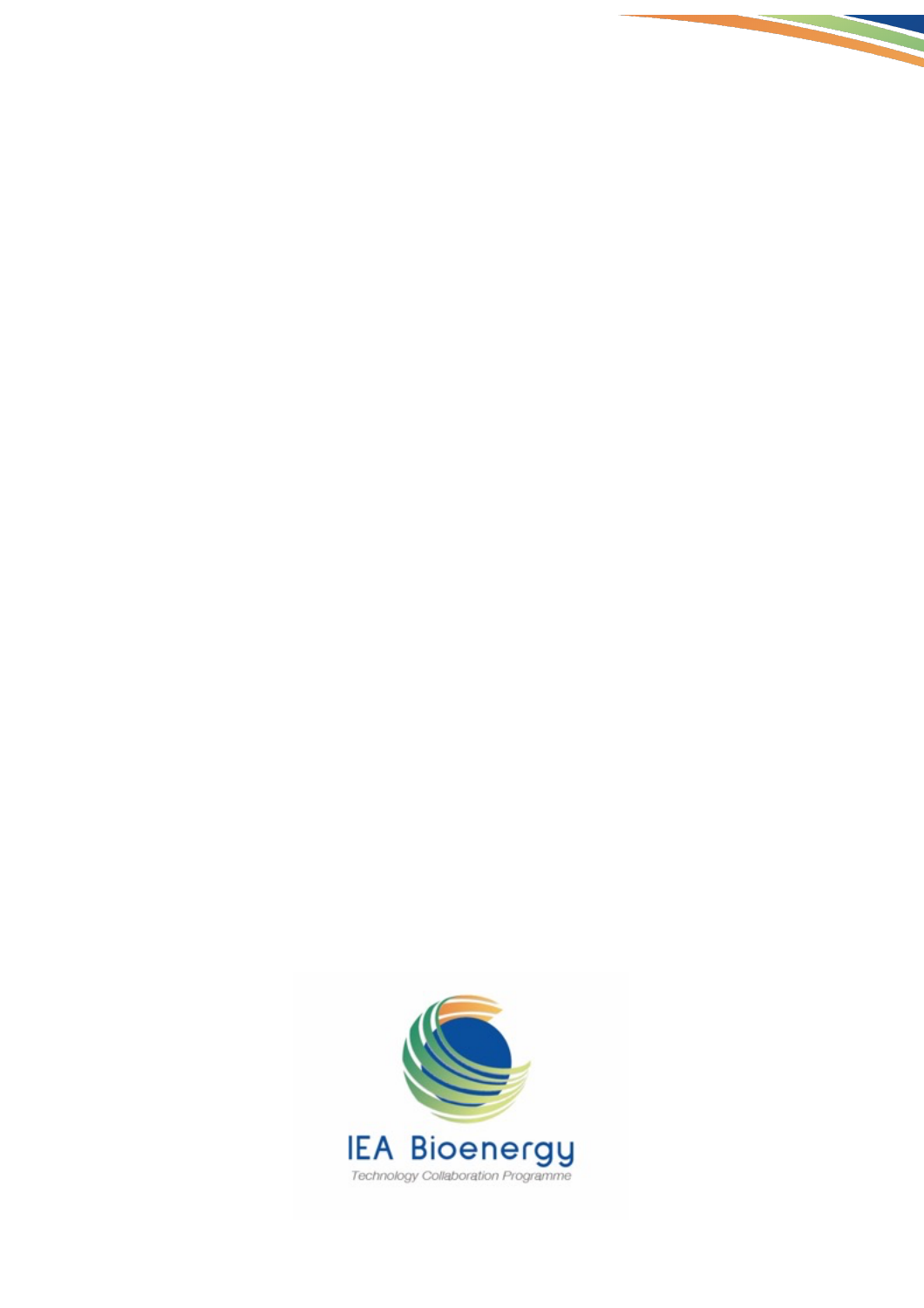IEA Bioenergy

Technology Collaboration Programme